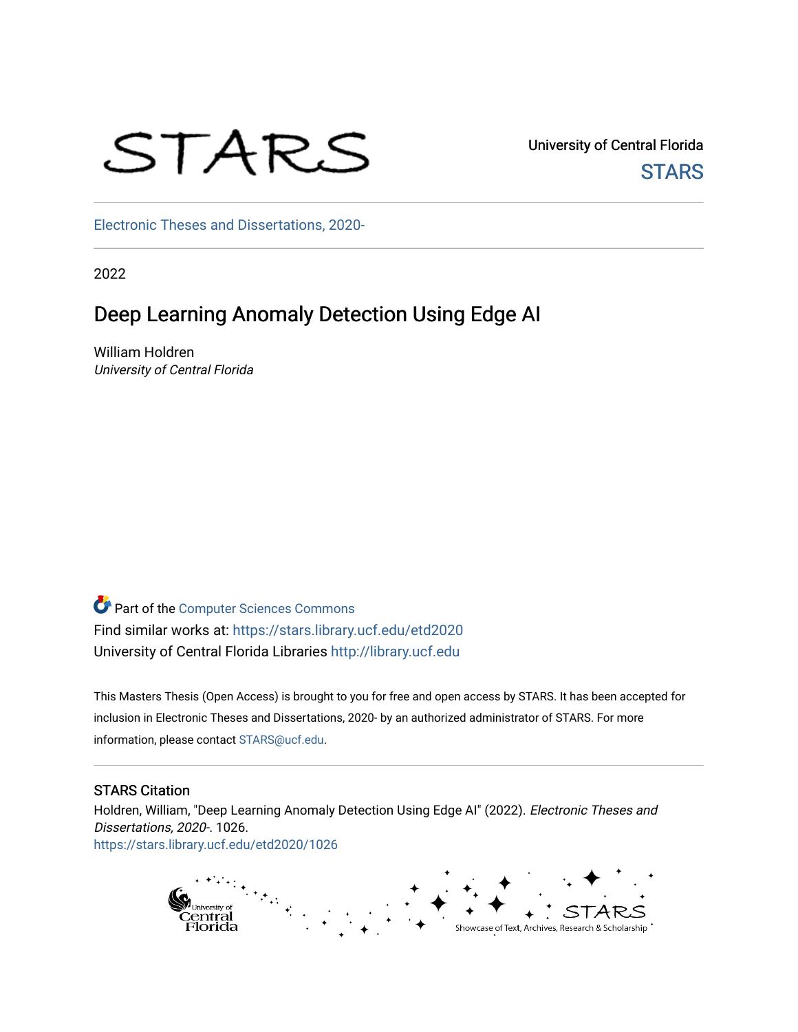University of Central Florida

STARS

Electronic Theses and Dissertations, 2020-

2022

# Deep Learning Anomaly Detection Using Edge AI

William Holdren
*University of Central Florida*

Part of the Computer Sciences Commons
Find similar works at: https://stars.library.ucf.edu/etd2020
University of Central Florida Libraries http://library.ucf.edu

This Masters Thesis (Open Access) is brought to you for free and open access by STARS. It has been accepted for inclusion in Electronic Theses and Dissertations, 2020- by an authorized administrator of STARS. For more information, please contact STARS@ucf.edu.

## STARS Citation

Holdren, William, "Deep Learning Anomaly Detection Using Edge AI" (2022). *Electronic Theses and Dissertations, 2020-*. 1026.
https://stars.library.ucf.edu/etd2020/1026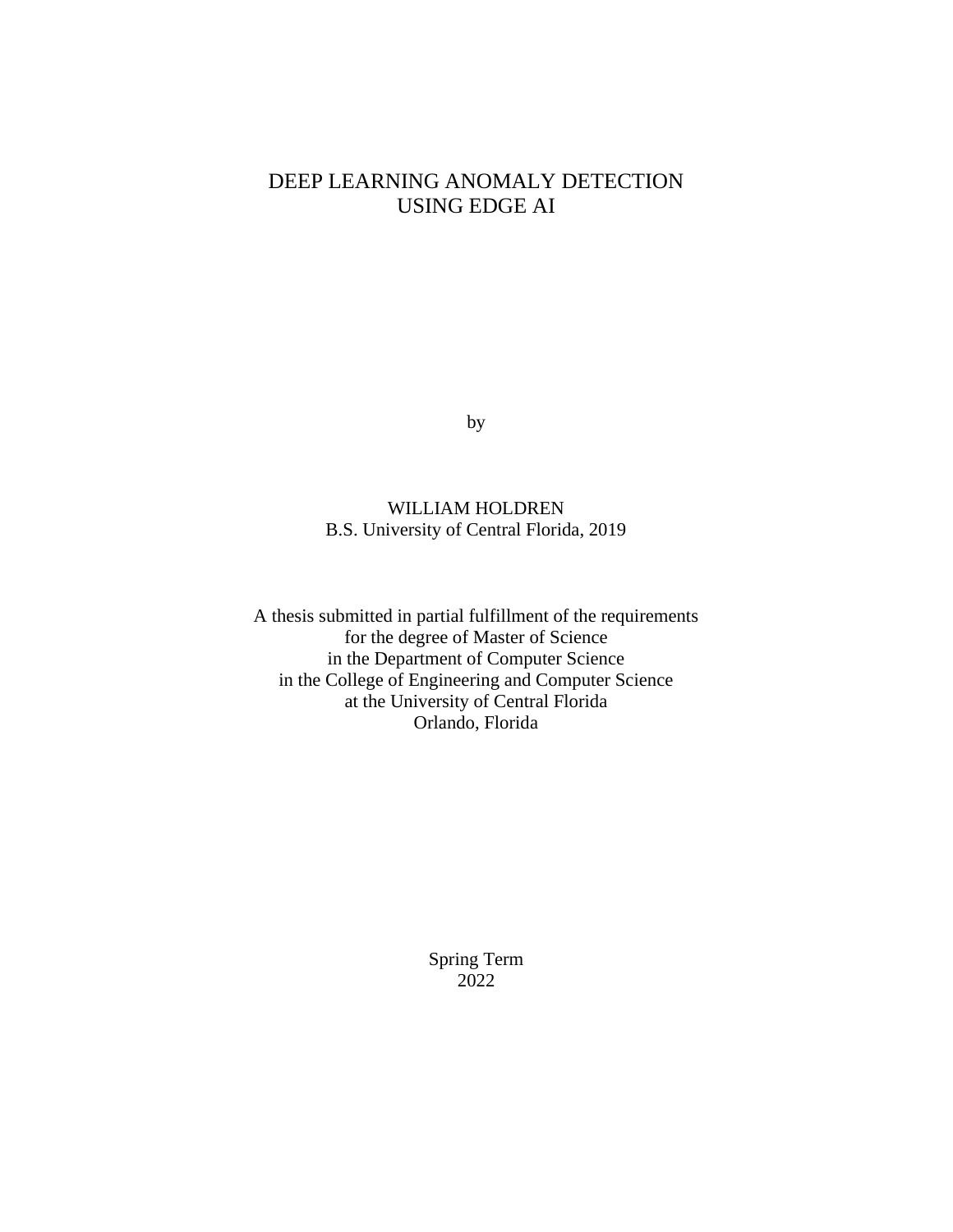# DEEP LEARNING ANOMALY DETECTION USING EDGE AI

by

WILLIAM HOLDREN
B.S. University of Central Florida, 2019

A thesis submitted in partial fulfillment of the requirements
for the degree of Master of Science
in the Department of Computer Science
in the College of Engineering and Computer Science
at the University of Central Florida
Orlando, Florida

Spring Term
2022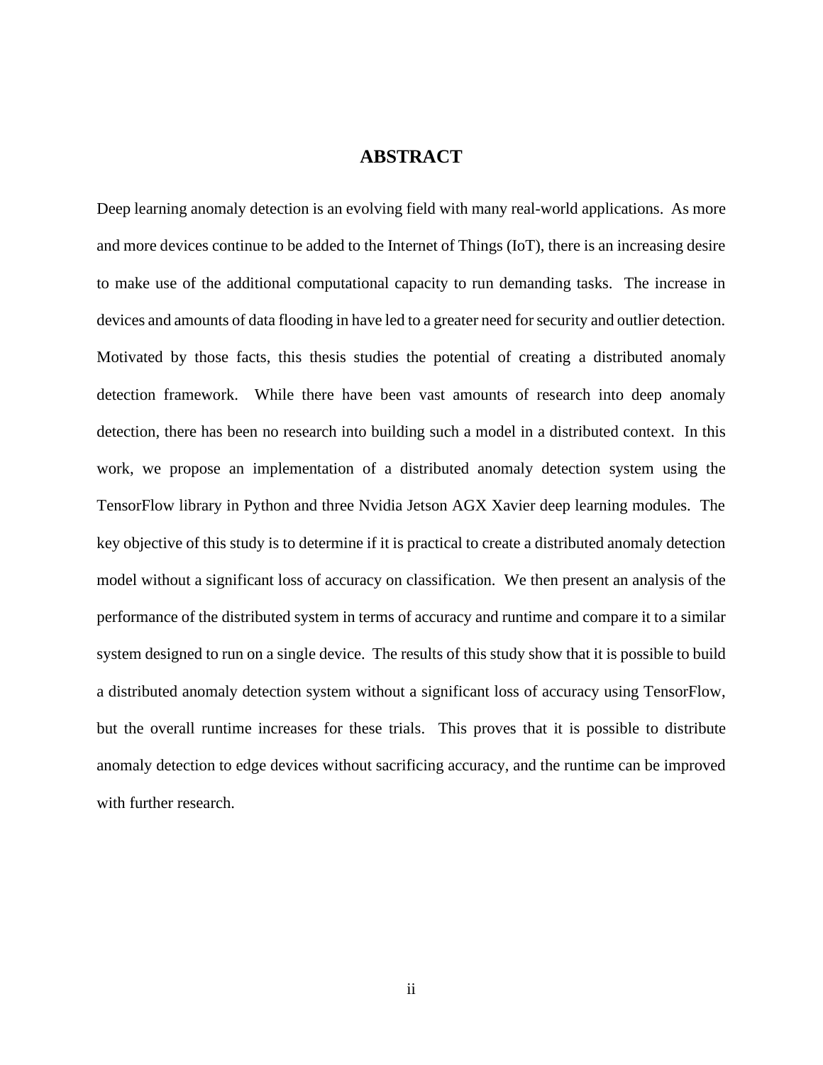# ABSTRACT

Deep learning anomaly detection is an evolving field with many real-world applications. As more and more devices continue to be added to the Internet of Things (IoT), there is an increasing desire to make use of the additional computational capacity to run demanding tasks. The increase in devices and amounts of data flooding in have led to a greater need for security and outlier detection. Motivated by those facts, this thesis studies the potential of creating a distributed anomaly detection framework. While there have been vast amounts of research into deep anomaly detection, there has been no research into building such a model in a distributed context. In this work, we propose an implementation of a distributed anomaly detection system using the TensorFlow library in Python and three Nvidia Jetson AGX Xavier deep learning modules. The key objective of this study is to determine if it is practical to create a distributed anomaly detection model without a significant loss of accuracy on classification. We then present an analysis of the performance of the distributed system in terms of accuracy and runtime and compare it to a similar system designed to run on a single device. The results of this study show that it is possible to build a distributed anomaly detection system without a significant loss of accuracy using TensorFlow, but the overall runtime increases for these trials. This proves that it is possible to distribute anomaly detection to edge devices without sacrificing accuracy, and the runtime can be improved with further research.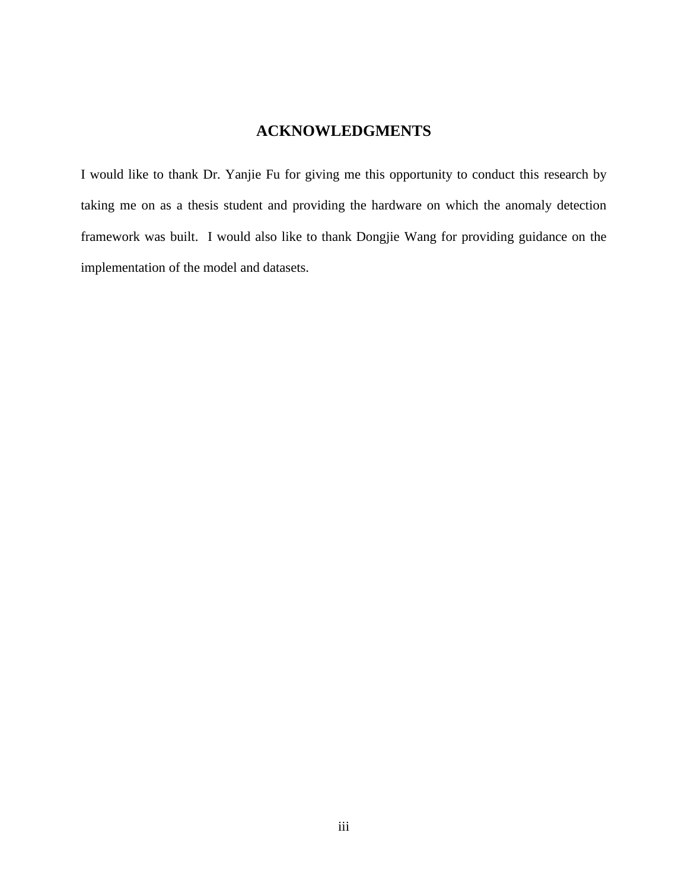# ACKNOWLEDGMENTS

I would like to thank Dr. Yanjie Fu for giving me this opportunity to conduct this research by taking me on as a thesis student and providing the hardware on which the anomaly detection framework was built. I would also like to thank Dongjie Wang for providing guidance on the implementation of the model and datasets.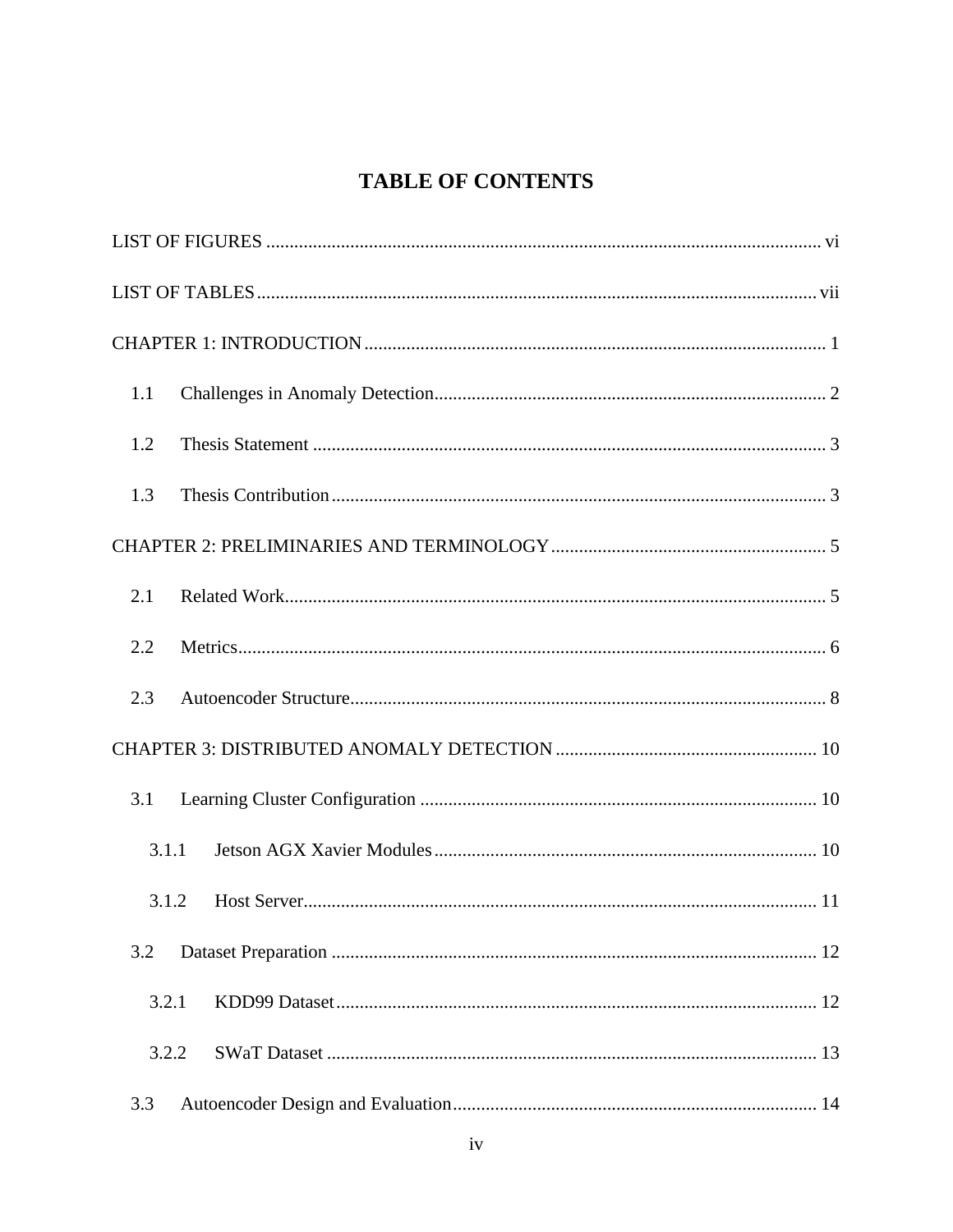# TABLE OF CONTENTS

LIST OF FIGURES ........................................................................................................................ vi

LIST OF TABLES ......................................................................................................................... vii

CHAPTER 1: INTRODUCTION ..................................................................................................... 1

1.1 Challenges in Anomaly Detection ............................................................................................ 2

1.2 Thesis Statement ....................................................................................................................... 3

1.3 Thesis Contribution ................................................................................................................... 3

CHAPTER 2: PRELIMINARIES AND TERMINOLOGY ........................................................... 5

2.1 Related Work ............................................................................................................................. 5

2.2 Metrics ....................................................................................................................................... 6

2.3 Autoencoder Structure ............................................................................................................... 8

CHAPTER 3: DISTRIBUTED ANOMALY DETECTION ......................................................... 10

3.1 Learning Cluster Configuration ............................................................................................... 10

3.1.1 Jetson AGX Xavier Modules ................................................................................................ 10

3.1.2 Host Server ............................................................................................................................. 11

3.2 Dataset Preparation .................................................................................................................. 12

3.2.1 KDD99 Dataset ...................................................................................................................... 12

3.2.2 SWaT Dataset ......................................................................................................................... 13

3.3 Autoencoder Design and Evaluation ......................................................................................... 14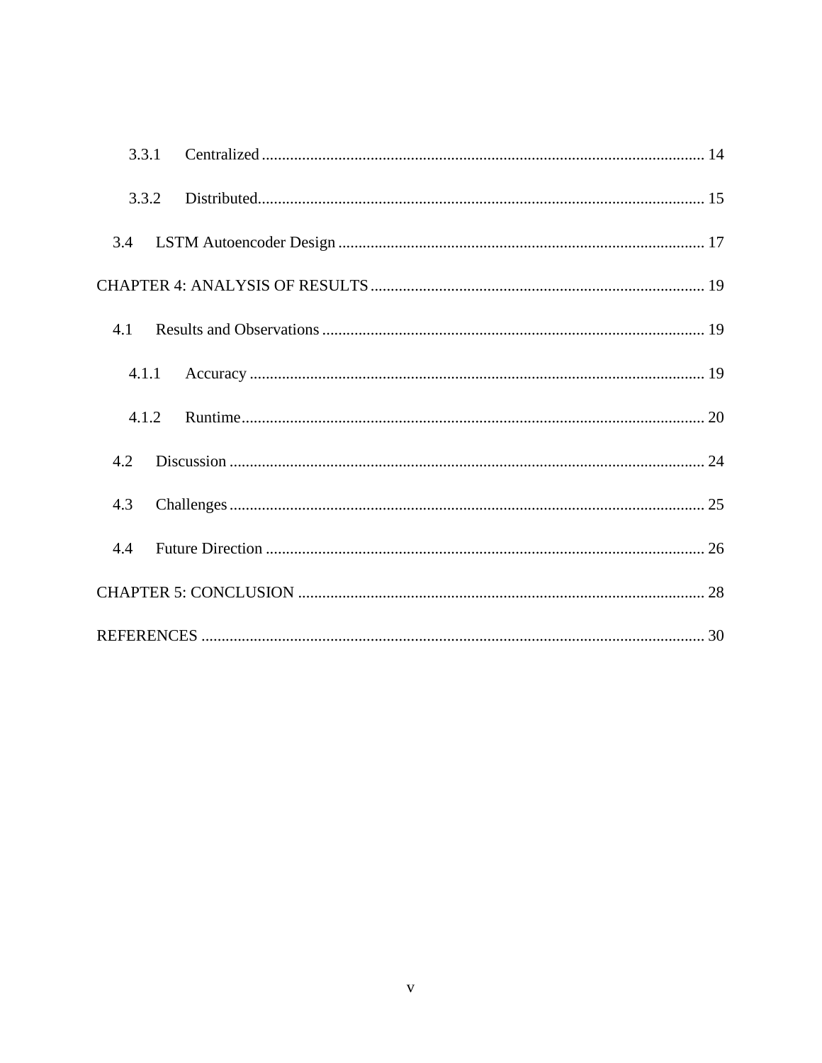- 3.3.1 Centralized ........ 14
- 3.3.2 Distributed ........ 15
- 3.4 LSTM Autoencoder Design ........ 17

CHAPTER 4: ANALYSIS OF RESULTS ........ 19

- 4.1 Results and Observations ........ 19
  - 4.1.1 Accuracy ........ 19
  - 4.1.2 Runtime ........ 20
- 4.2 Discussion ........ 24
- 4.3 Challenges ........ 25
- 4.4 Future Direction ........ 26

CHAPTER 5: CONCLUSION ........ 28

REFERENCES ........ 30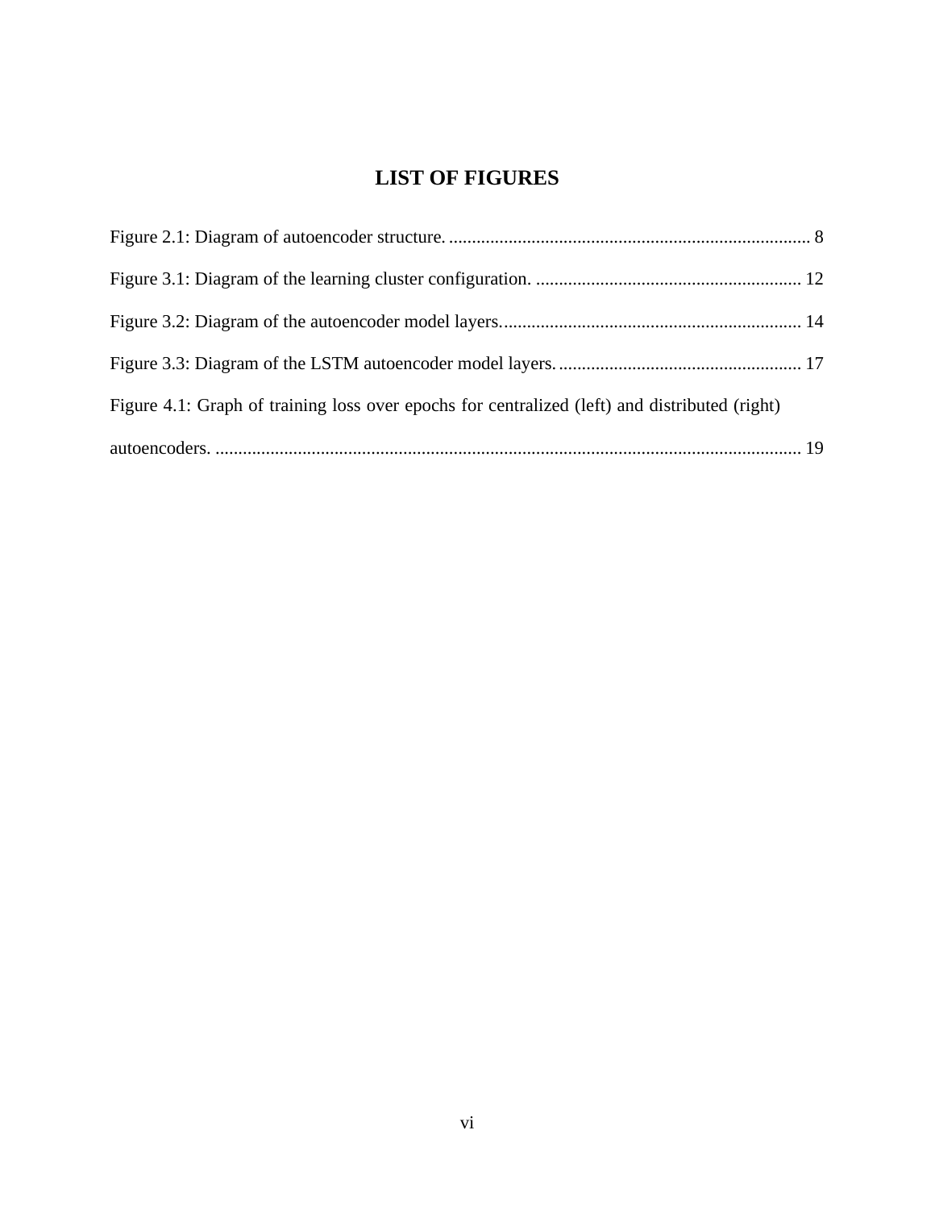# LIST OF FIGURES

Figure 2.1: Diagram of autoencoder structure. ............................................................................... 8

Figure 3.1: Diagram of the learning cluster configuration. .......................................................... 12

Figure 3.2: Diagram of the autoencoder model layers................................................................. 14

Figure 3.3: Diagram of the LSTM autoencoder model layers..................................................... 17

Figure 4.1: Graph of training loss over epochs for centralized (left) and distributed (right) autoencoders. ............................................................................................................................... 19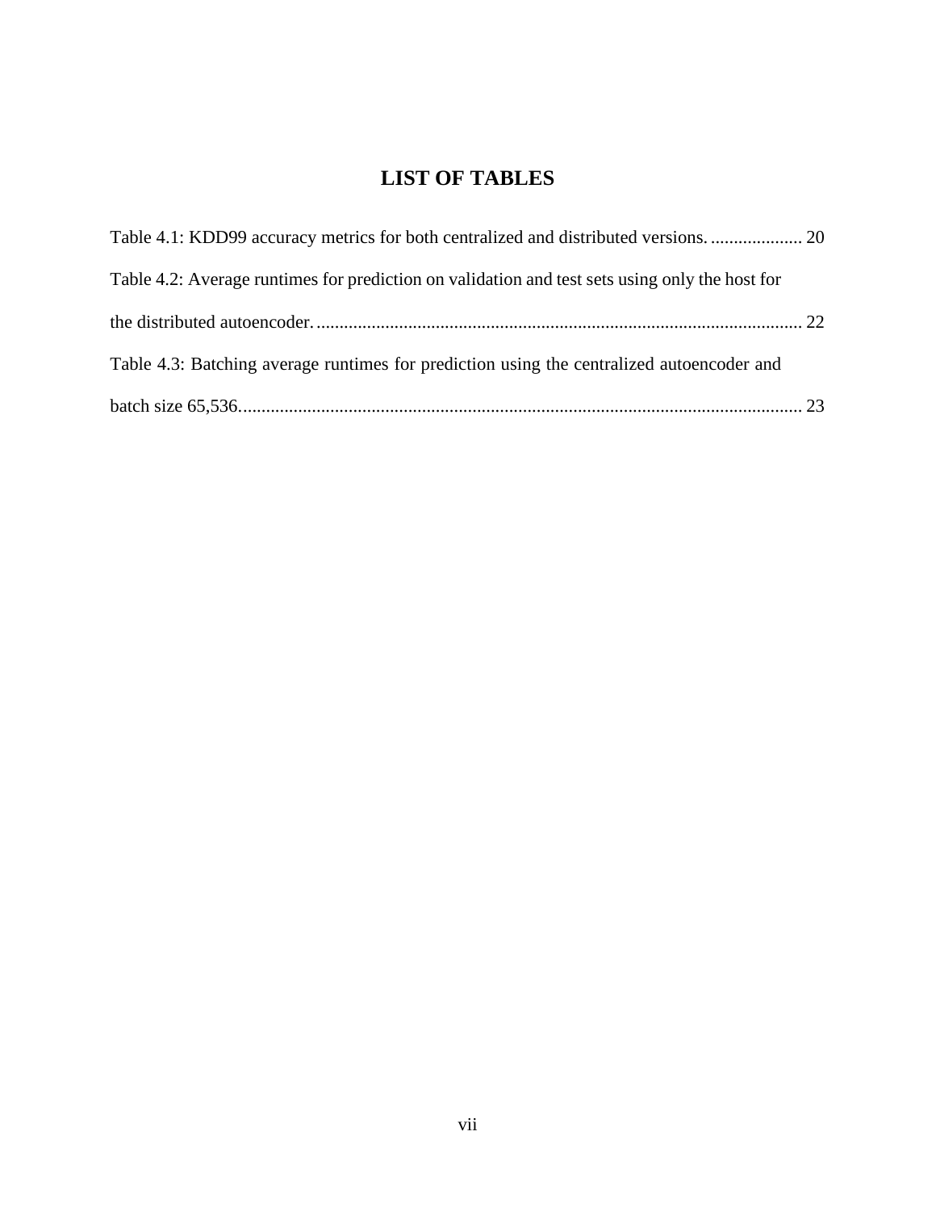# LIST OF TABLES

Table 4.1: KDD99 accuracy metrics for both centralized and distributed versions. .................... 20

Table 4.2: Average runtimes for prediction on validation and test sets using only the host for the distributed autoencoder. ......................................................................................................... 22

Table 4.3: Batching average runtimes for prediction using the centralized autoencoder and batch size 65,536. ......................................................................................................................... 23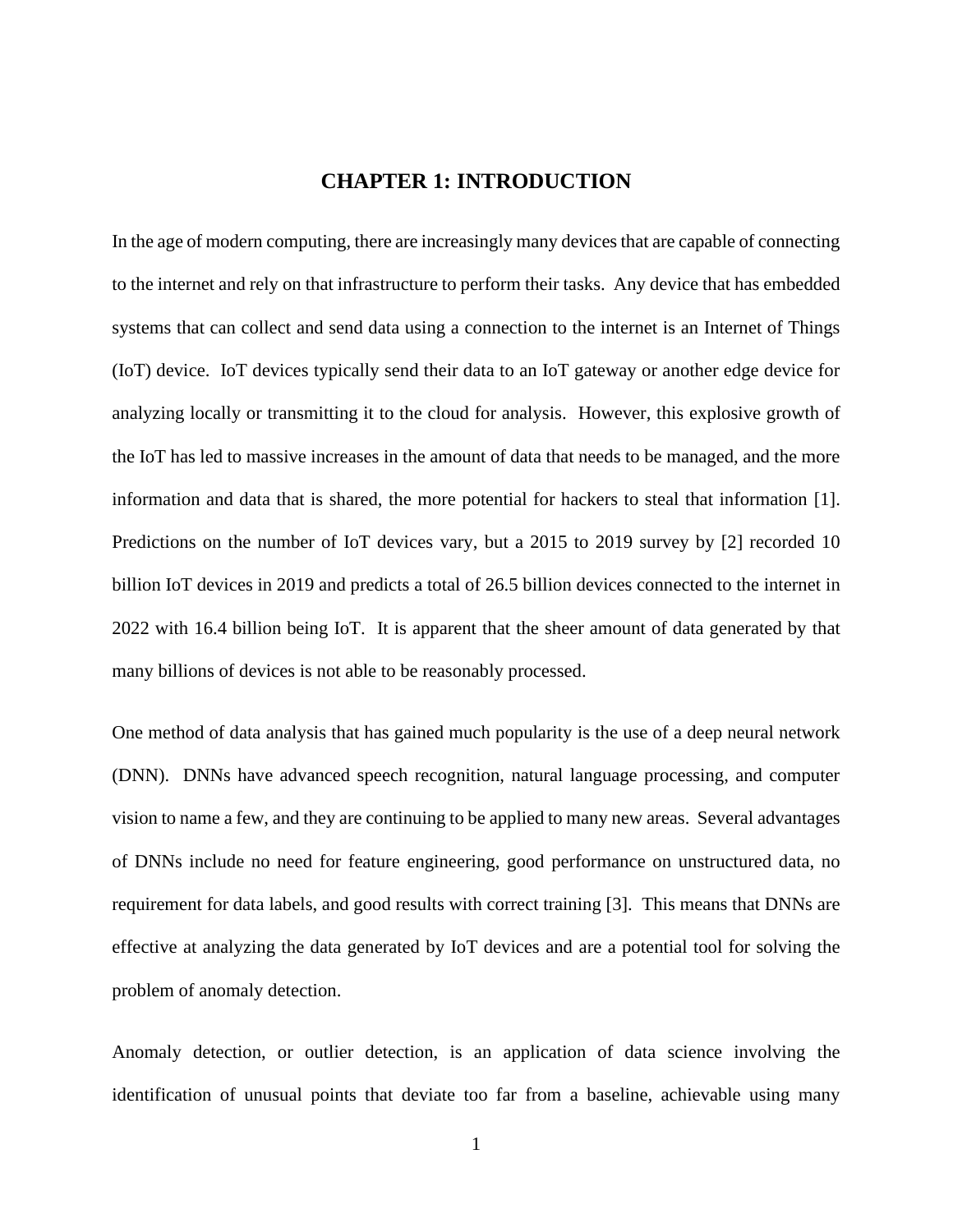# CHAPTER 1: INTRODUCTION

In the age of modern computing, there are increasingly many devices that are capable of connecting to the internet and rely on that infrastructure to perform their tasks. Any device that has embedded systems that can collect and send data using a connection to the internet is an Internet of Things (IoT) device. IoT devices typically send their data to an IoT gateway or another edge device for analyzing locally or transmitting it to the cloud for analysis. However, this explosive growth of the IoT has led to massive increases in the amount of data that needs to be managed, and the more information and data that is shared, the more potential for hackers to steal that information [1]. Predictions on the number of IoT devices vary, but a 2015 to 2019 survey by [2] recorded 10 billion IoT devices in 2019 and predicts a total of 26.5 billion devices connected to the internet in 2022 with 16.4 billion being IoT. It is apparent that the sheer amount of data generated by that many billions of devices is not able to be reasonably processed.

One method of data analysis that has gained much popularity is the use of a deep neural network (DNN). DNNs have advanced speech recognition, natural language processing, and computer vision to name a few, and they are continuing to be applied to many new areas. Several advantages of DNNs include no need for feature engineering, good performance on unstructured data, no requirement for data labels, and good results with correct training [3]. This means that DNNs are effective at analyzing the data generated by IoT devices and are a potential tool for solving the problem of anomaly detection.

Anomaly detection, or outlier detection, is an application of data science involving the identification of unusual points that deviate too far from a baseline, achievable using many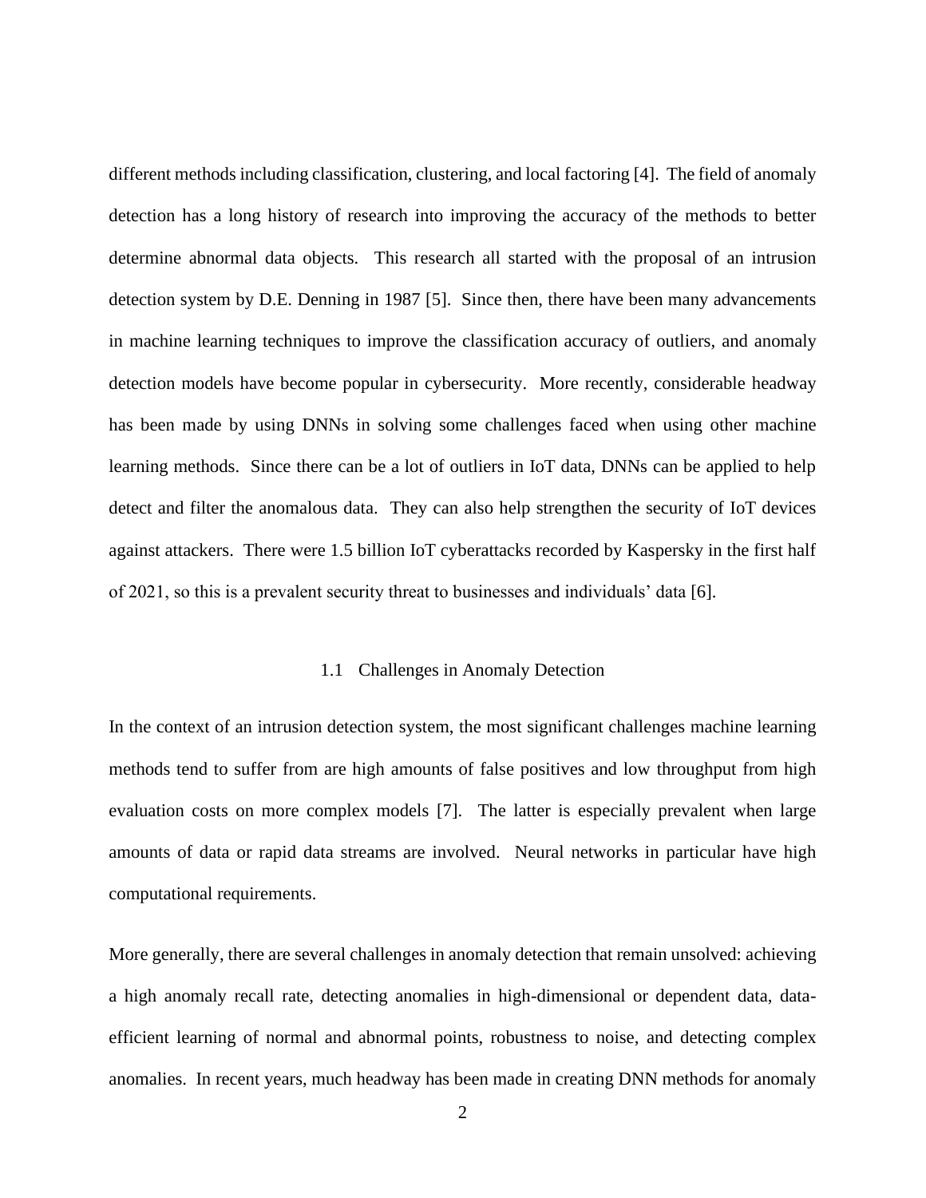different methods including classification, clustering, and local factoring [4]. The field of anomaly detection has a long history of research into improving the accuracy of the methods to better determine abnormal data objects. This research all started with the proposal of an intrusion detection system by D.E. Denning in 1987 [5]. Since then, there have been many advancements in machine learning techniques to improve the classification accuracy of outliers, and anomaly detection models have become popular in cybersecurity. More recently, considerable headway has been made by using DNNs in solving some challenges faced when using other machine learning methods. Since there can be a lot of outliers in IoT data, DNNs can be applied to help detect and filter the anomalous data. They can also help strengthen the security of IoT devices against attackers. There were 1.5 billion IoT cyberattacks recorded by Kaspersky in the first half of 2021, so this is a prevalent security threat to businesses and individuals' data [6].

## 1.1 Challenges in Anomaly Detection

In the context of an intrusion detection system, the most significant challenges machine learning methods tend to suffer from are high amounts of false positives and low throughput from high evaluation costs on more complex models [7]. The latter is especially prevalent when large amounts of data or rapid data streams are involved. Neural networks in particular have high computational requirements.

More generally, there are several challenges in anomaly detection that remain unsolved: achieving a high anomaly recall rate, detecting anomalies in high-dimensional or dependent data, data-efficient learning of normal and abnormal points, robustness to noise, and detecting complex anomalies. In recent years, much headway has been made in creating DNN methods for anomaly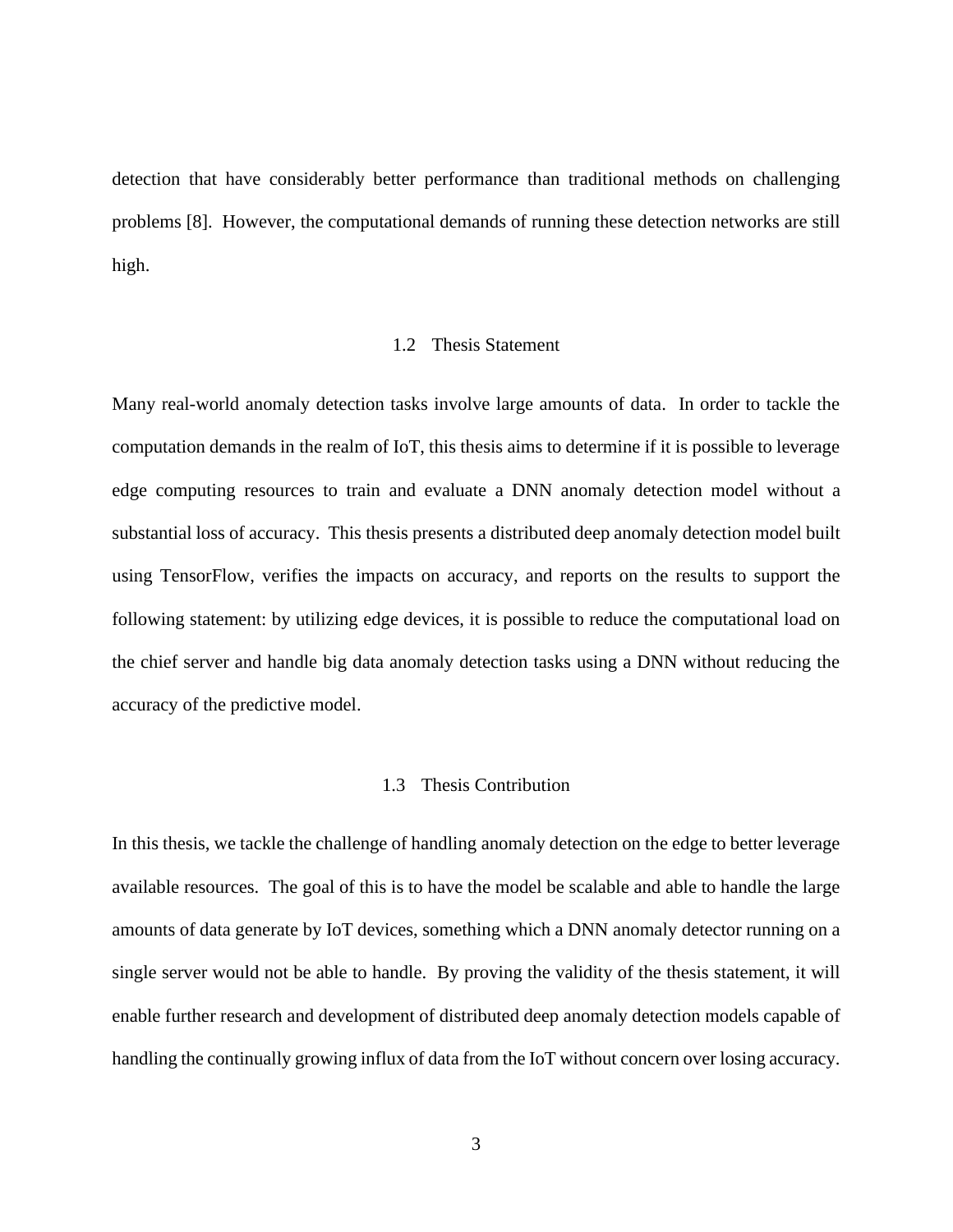detection that have considerably better performance than traditional methods on challenging problems [8]. However, the computational demands of running these detection networks are still high.

## 1.2 Thesis Statement

Many real-world anomaly detection tasks involve large amounts of data. In order to tackle the computation demands in the realm of IoT, this thesis aims to determine if it is possible to leverage edge computing resources to train and evaluate a DNN anomaly detection model without a substantial loss of accuracy. This thesis presents a distributed deep anomaly detection model built using TensorFlow, verifies the impacts on accuracy, and reports on the results to support the following statement: by utilizing edge devices, it is possible to reduce the computational load on the chief server and handle big data anomaly detection tasks using a DNN without reducing the accuracy of the predictive model.

## 1.3 Thesis Contribution

In this thesis, we tackle the challenge of handling anomaly detection on the edge to better leverage available resources. The goal of this is to have the model be scalable and able to handle the large amounts of data generate by IoT devices, something which a DNN anomaly detector running on a single server would not be able to handle. By proving the validity of the thesis statement, it will enable further research and development of distributed deep anomaly detection models capable of handling the continually growing influx of data from the IoT without concern over losing accuracy.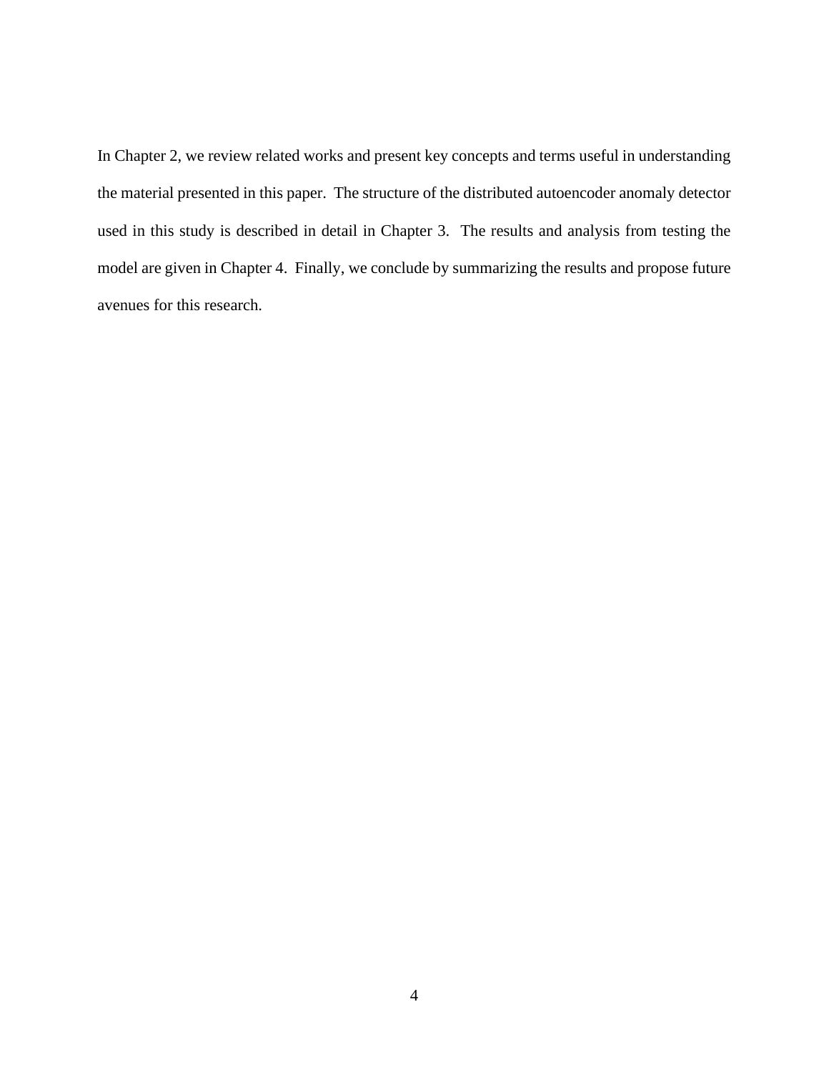In Chapter 2, we review related works and present key concepts and terms useful in understanding the material presented in this paper. The structure of the distributed autoencoder anomaly detector used in this study is described in detail in Chapter 3. The results and analysis from testing the model are given in Chapter 4. Finally, we conclude by summarizing the results and propose future avenues for this research.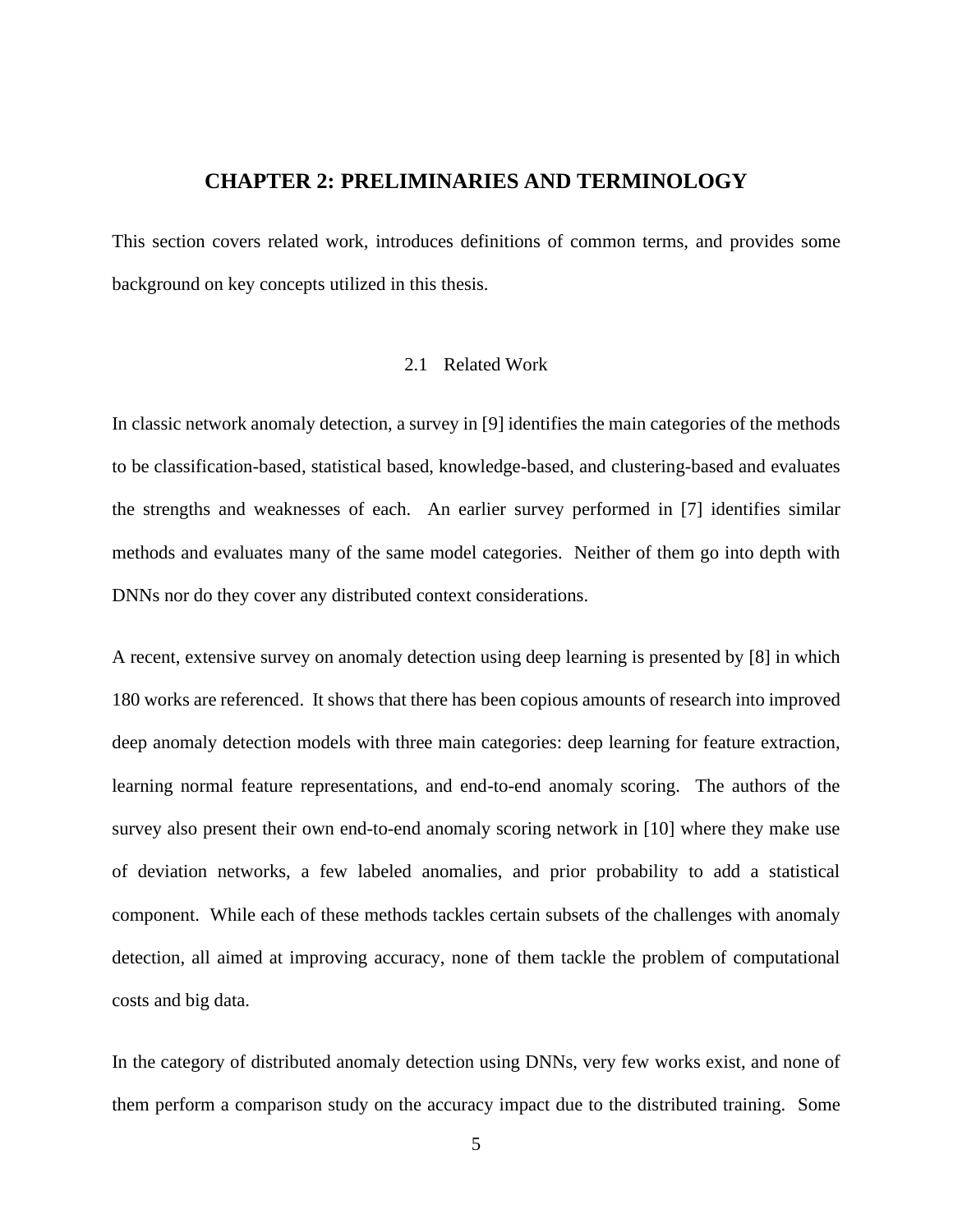# CHAPTER 2: PRELIMINARIES AND TERMINOLOGY

This section covers related work, introduces definitions of common terms, and provides some background on key concepts utilized in this thesis.

## 2.1 Related Work

In classic network anomaly detection, a survey in [9] identifies the main categories of the methods to be classification-based, statistical based, knowledge-based, and clustering-based and evaluates the strengths and weaknesses of each. An earlier survey performed in [7] identifies similar methods and evaluates many of the same model categories. Neither of them go into depth with DNNs nor do they cover any distributed context considerations.

A recent, extensive survey on anomaly detection using deep learning is presented by [8] in which 180 works are referenced. It shows that there has been copious amounts of research into improved deep anomaly detection models with three main categories: deep learning for feature extraction, learning normal feature representations, and end-to-end anomaly scoring. The authors of the survey also present their own end-to-end anomaly scoring network in [10] where they make use of deviation networks, a few labeled anomalies, and prior probability to add a statistical component. While each of these methods tackles certain subsets of the challenges with anomaly detection, all aimed at improving accuracy, none of them tackle the problem of computational costs and big data.

In the category of distributed anomaly detection using DNNs, very few works exist, and none of them perform a comparison study on the accuracy impact due to the distributed training. Some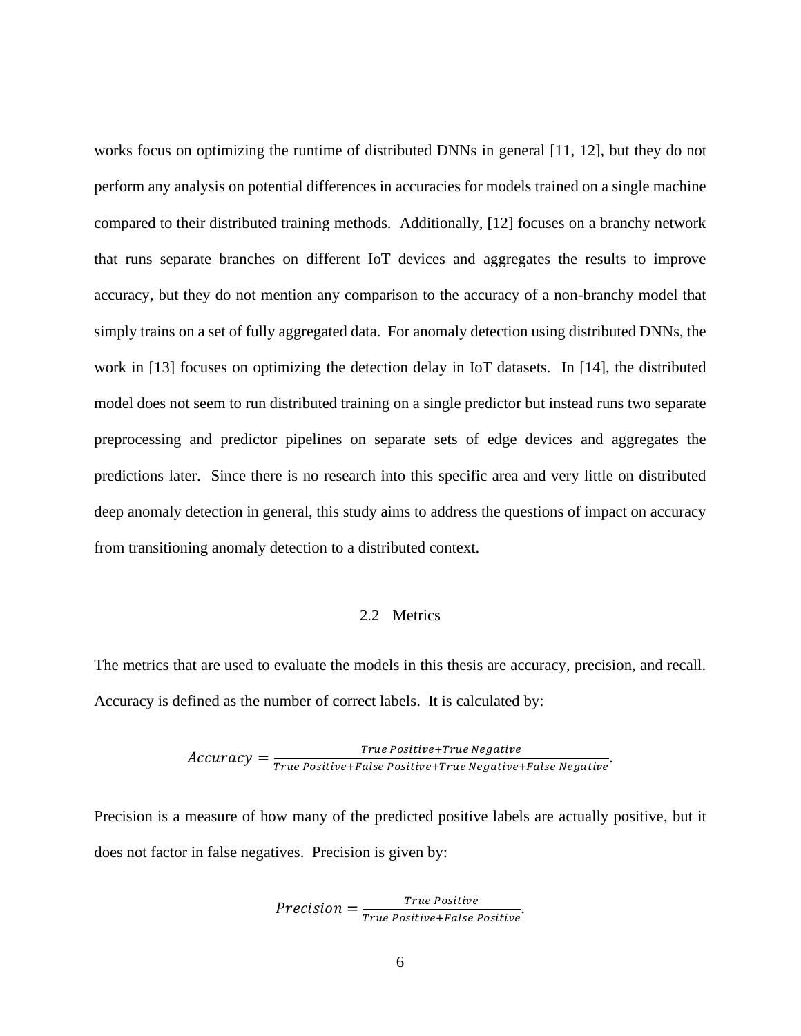works focus on optimizing the runtime of distributed DNNs in general [11, 12], but they do not perform any analysis on potential differences in accuracies for models trained on a single machine compared to their distributed training methods. Additionally, [12] focuses on a branchy network that runs separate branches on different IoT devices and aggregates the results to improve accuracy, but they do not mention any comparison to the accuracy of a non-branchy model that simply trains on a set of fully aggregated data. For anomaly detection using distributed DNNs, the work in [13] focuses on optimizing the detection delay in IoT datasets. In [14], the distributed model does not seem to run distributed training on a single predictor but instead runs two separate preprocessing and predictor pipelines on separate sets of edge devices and aggregates the predictions later. Since there is no research into this specific area and very little on distributed deep anomaly detection in general, this study aims to address the questions of impact on accuracy from transitioning anomaly detection to a distributed context.

## 2.2 Metrics

The metrics that are used to evaluate the models in this thesis are accuracy, precision, and recall. Accuracy is defined as the number of correct labels. It is calculated by:

$$Accuracy = \frac{True\ Positive + True\ Negative}{True\ Positive + False\ Positive + True\ Negative + False\ Negative}.$$

Precision is a measure of how many of the predicted positive labels are actually positive, but it does not factor in false negatives. Precision is given by:

$$Precision = \frac{True\ Positive}{True\ Positive + False\ Positive}.$$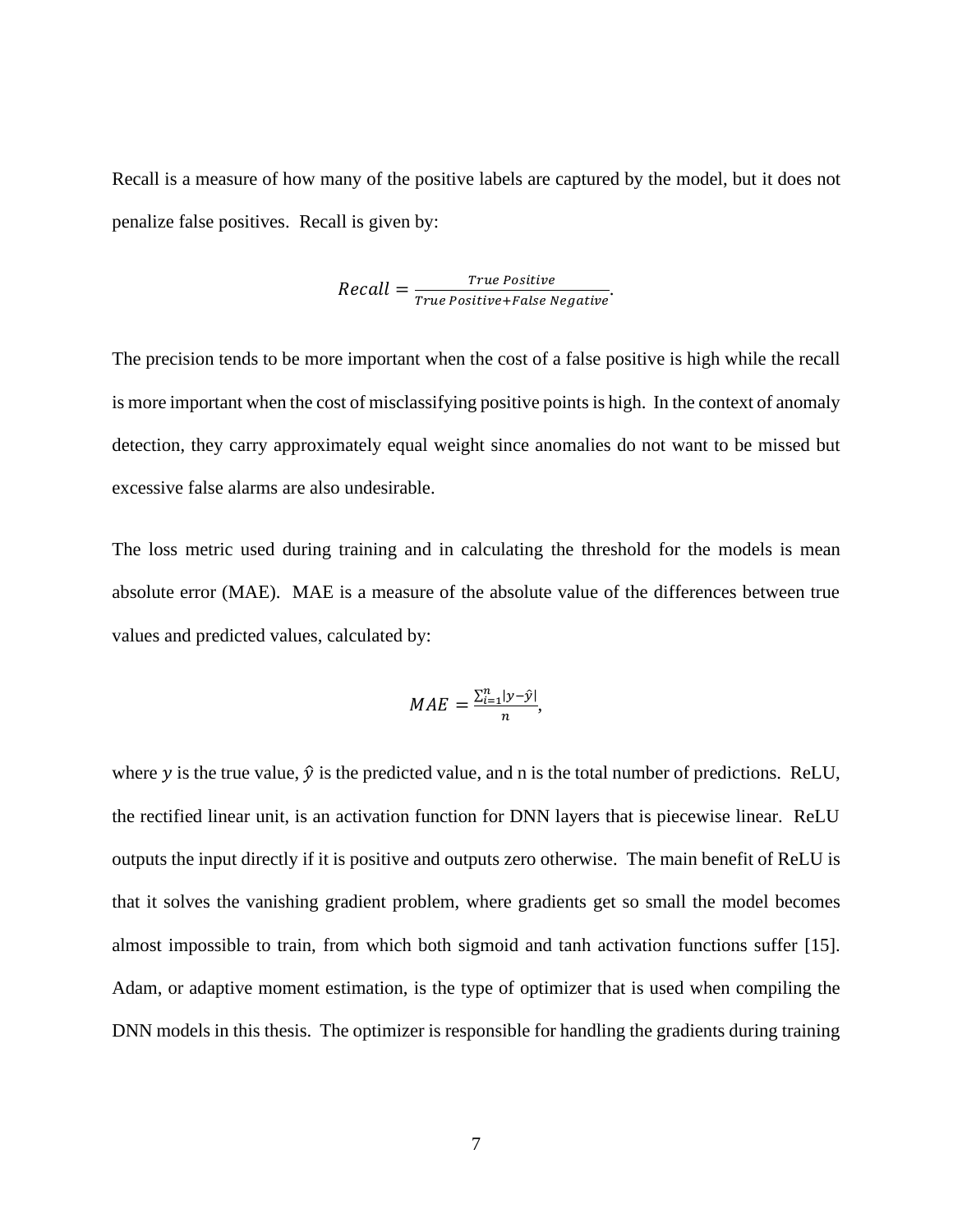Recall is a measure of how many of the positive labels are captured by the model, but it does not penalize false positives. Recall is given by:

$$Recall = \frac{True\ Positive}{True\ Positive + False\ Negative}.$$

The precision tends to be more important when the cost of a false positive is high while the recall is more important when the cost of misclassifying positive points is high. In the context of anomaly detection, they carry approximately equal weight since anomalies do not want to be missed but excessive false alarms are also undesirable.

The loss metric used during training and in calculating the threshold for the models is mean absolute error (MAE). MAE is a measure of the absolute value of the differences between true values and predicted values, calculated by:

$$MAE = \frac{\sum_{i=1}^{n} |y - \hat{y}|}{n},$$

where $y$ is the true value, $\hat{y}$ is the predicted value, and n is the total number of predictions. ReLU, the rectified linear unit, is an activation function for DNN layers that is piecewise linear. ReLU outputs the input directly if it is positive and outputs zero otherwise. The main benefit of ReLU is that it solves the vanishing gradient problem, where gradients get so small the model becomes almost impossible to train, from which both sigmoid and tanh activation functions suffer [15]. Adam, or adaptive moment estimation, is the type of optimizer that is used when compiling the DNN models in this thesis. The optimizer is responsible for handling the gradients during training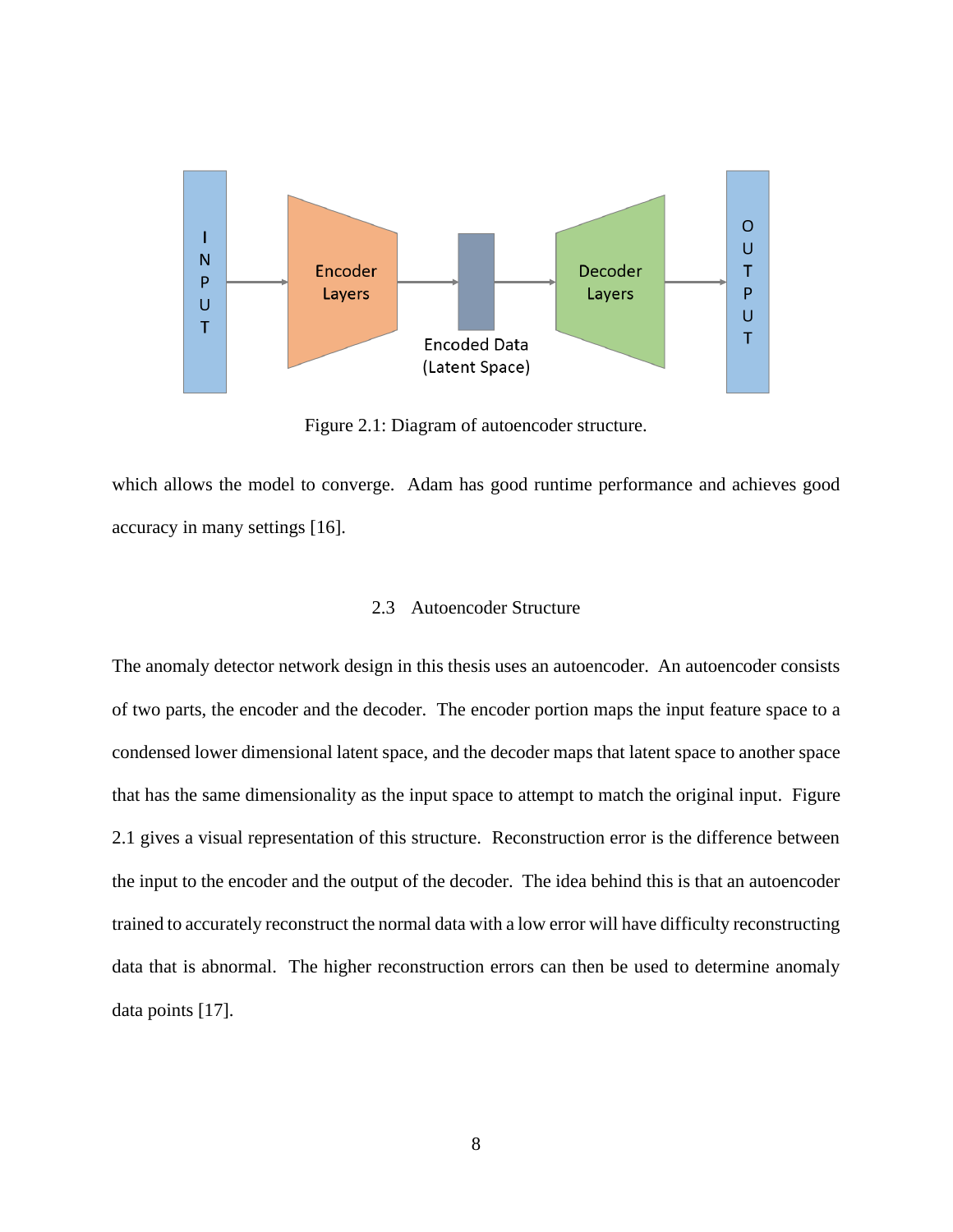Figure 2.1: Diagram of autoencoder structure.

which allows the model to converge. Adam has good runtime performance and achieves good accuracy in many settings [16].

### 2.3 Autoencoder Structure

The anomaly detector network design in this thesis uses an autoencoder. An autoencoder consists of two parts, the encoder and the decoder. The encoder portion maps the input feature space to a condensed lower dimensional latent space, and the decoder maps that latent space to another space that has the same dimensionality as the input space to attempt to match the original input. Figure 2.1 gives a visual representation of this structure. Reconstruction error is the difference between the input to the encoder and the output of the decoder. The idea behind this is that an autoencoder trained to accurately reconstruct the normal data with a low error will have difficulty reconstructing data that is abnormal. The higher reconstruction errors can then be used to determine anomaly data points [17].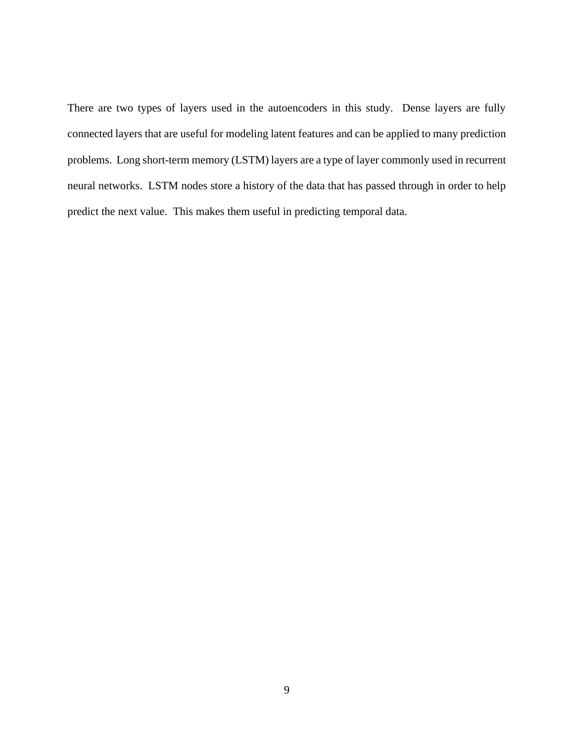There are two types of layers used in the autoencoders in this study. Dense layers are fully connected layers that are useful for modeling latent features and can be applied to many prediction problems. Long short-term memory (LSTM) layers are a type of layer commonly used in recurrent neural networks. LSTM nodes store a history of the data that has passed through in order to help predict the next value. This makes them useful in predicting temporal data.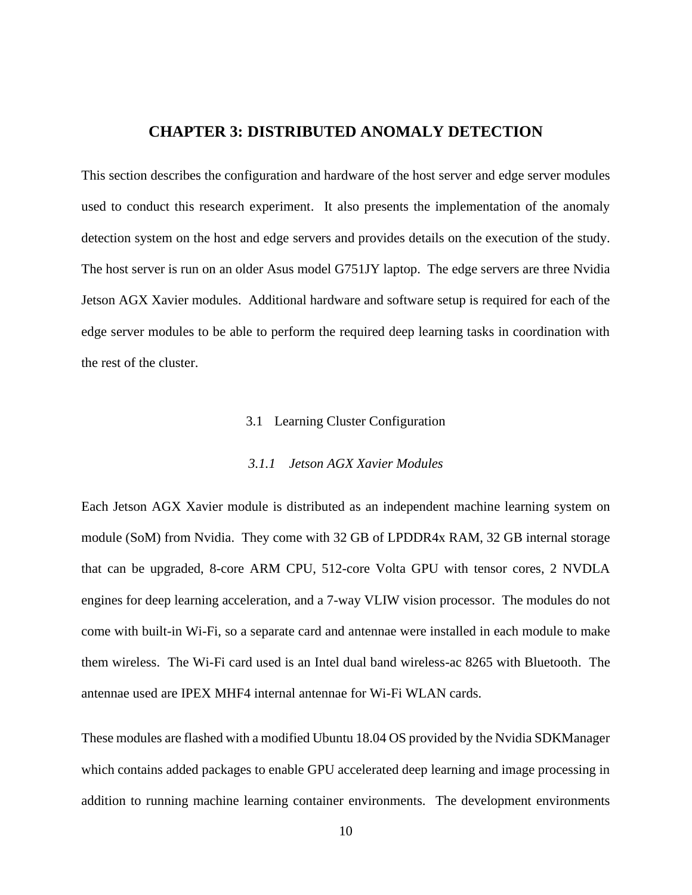# CHAPTER 3: DISTRIBUTED ANOMALY DETECTION

This section describes the configuration and hardware of the host server and edge server modules used to conduct this research experiment. It also presents the implementation of the anomaly detection system on the host and edge servers and provides details on the execution of the study. The host server is run on an older Asus model G751JY laptop. The edge servers are three Nvidia Jetson AGX Xavier modules. Additional hardware and software setup is required for each of the edge server modules to be able to perform the required deep learning tasks in coordination with the rest of the cluster.

## 3.1 Learning Cluster Configuration

### *3.1.1 Jetson AGX Xavier Modules*

Each Jetson AGX Xavier module is distributed as an independent machine learning system on module (SoM) from Nvidia. They come with 32 GB of LPDDR4x RAM, 32 GB internal storage that can be upgraded, 8-core ARM CPU, 512-core Volta GPU with tensor cores, 2 NVDLA engines for deep learning acceleration, and a 7-way VLIW vision processor. The modules do not come with built-in Wi-Fi, so a separate card and antennae were installed in each module to make them wireless. The Wi-Fi card used is an Intel dual band wireless-ac 8265 with Bluetooth. The antennae used are IPEX MHF4 internal antennae for Wi-Fi WLAN cards.

These modules are flashed with a modified Ubuntu 18.04 OS provided by the Nvidia SDKManager which contains added packages to enable GPU accelerated deep learning and image processing in addition to running machine learning container environments. The development environments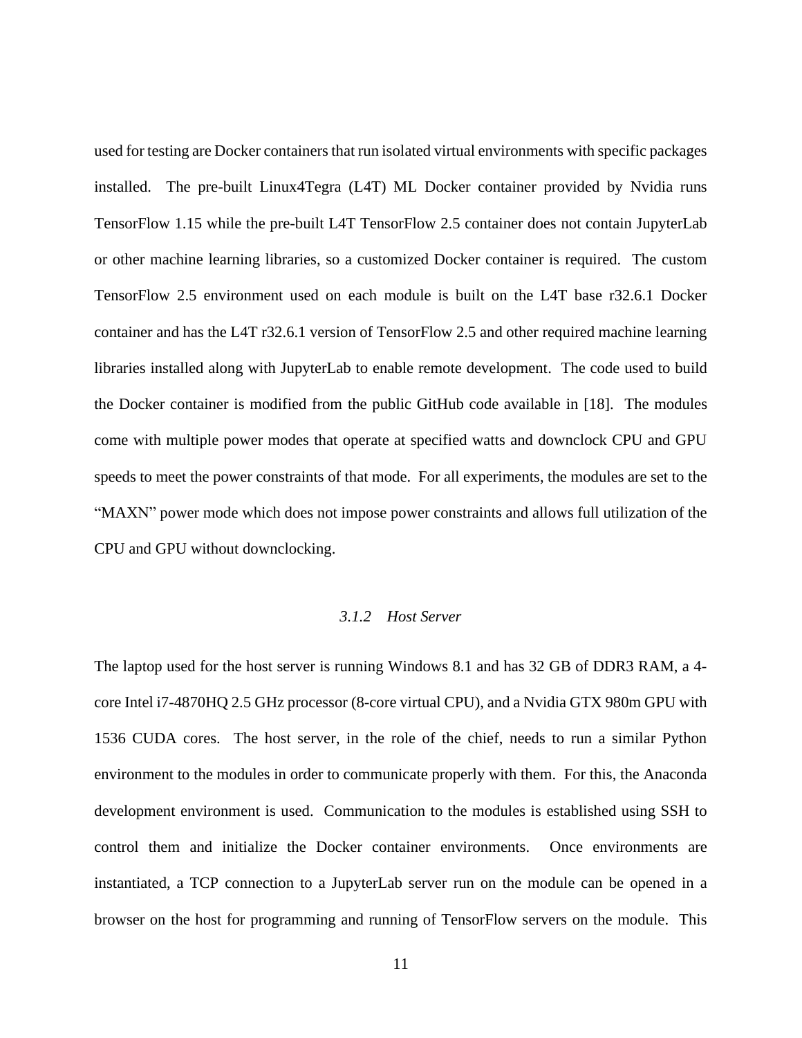used for testing are Docker containers that run isolated virtual environments with specific packages installed. The pre-built Linux4Tegra (L4T) ML Docker container provided by Nvidia runs TensorFlow 1.15 while the pre-built L4T TensorFlow 2.5 container does not contain JupyterLab or other machine learning libraries, so a customized Docker container is required. The custom TensorFlow 2.5 environment used on each module is built on the L4T base r32.6.1 Docker container and has the L4T r32.6.1 version of TensorFlow 2.5 and other required machine learning libraries installed along with JupyterLab to enable remote development. The code used to build the Docker container is modified from the public GitHub code available in [18]. The modules come with multiple power modes that operate at specified watts and downclock CPU and GPU speeds to meet the power constraints of that mode. For all experiments, the modules are set to the "MAXN" power mode which does not impose power constraints and allows full utilization of the CPU and GPU without downclocking.

### *3.1.2 Host Server*

The laptop used for the host server is running Windows 8.1 and has 32 GB of DDR3 RAM, a 4-core Intel i7-4870HQ 2.5 GHz processor (8-core virtual CPU), and a Nvidia GTX 980m GPU with 1536 CUDA cores. The host server, in the role of the chief, needs to run a similar Python environment to the modules in order to communicate properly with them. For this, the Anaconda development environment is used. Communication to the modules is established using SSH to control them and initialize the Docker container environments. Once environments are instantiated, a TCP connection to a JupyterLab server run on the module can be opened in a browser on the host for programming and running of TensorFlow servers on the module. This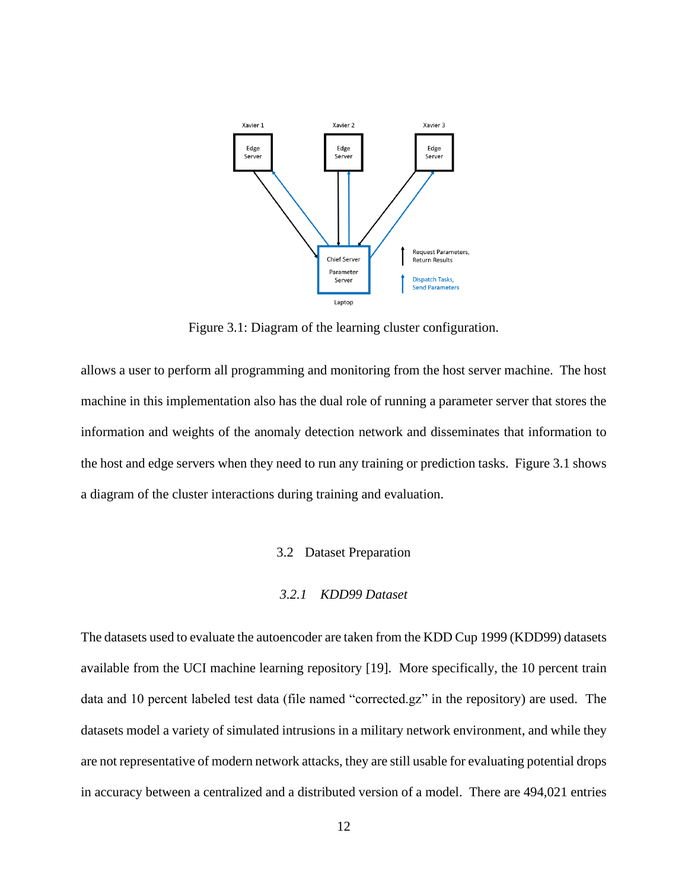Figure 3.1: Diagram of the learning cluster configuration.

allows a user to perform all programming and monitoring from the host server machine. The host machine in this implementation also has the dual role of running a parameter server that stores the information and weights of the anomaly detection network and disseminates that information to the host and edge servers when they need to run any training or prediction tasks. Figure 3.1 shows a diagram of the cluster interactions during training and evaluation.

## 3.2 Dataset Preparation

### *3.2.1 KDD99 Dataset*

The datasets used to evaluate the autoencoder are taken from the KDD Cup 1999 (KDD99) datasets available from the UCI machine learning repository [19]. More specifically, the 10 percent train data and 10 percent labeled test data (file named "corrected.gz" in the repository) are used. The datasets model a variety of simulated intrusions in a military network environment, and while they are not representative of modern network attacks, they are still usable for evaluating potential drops in accuracy between a centralized and a distributed version of a model. There are 494,021 entries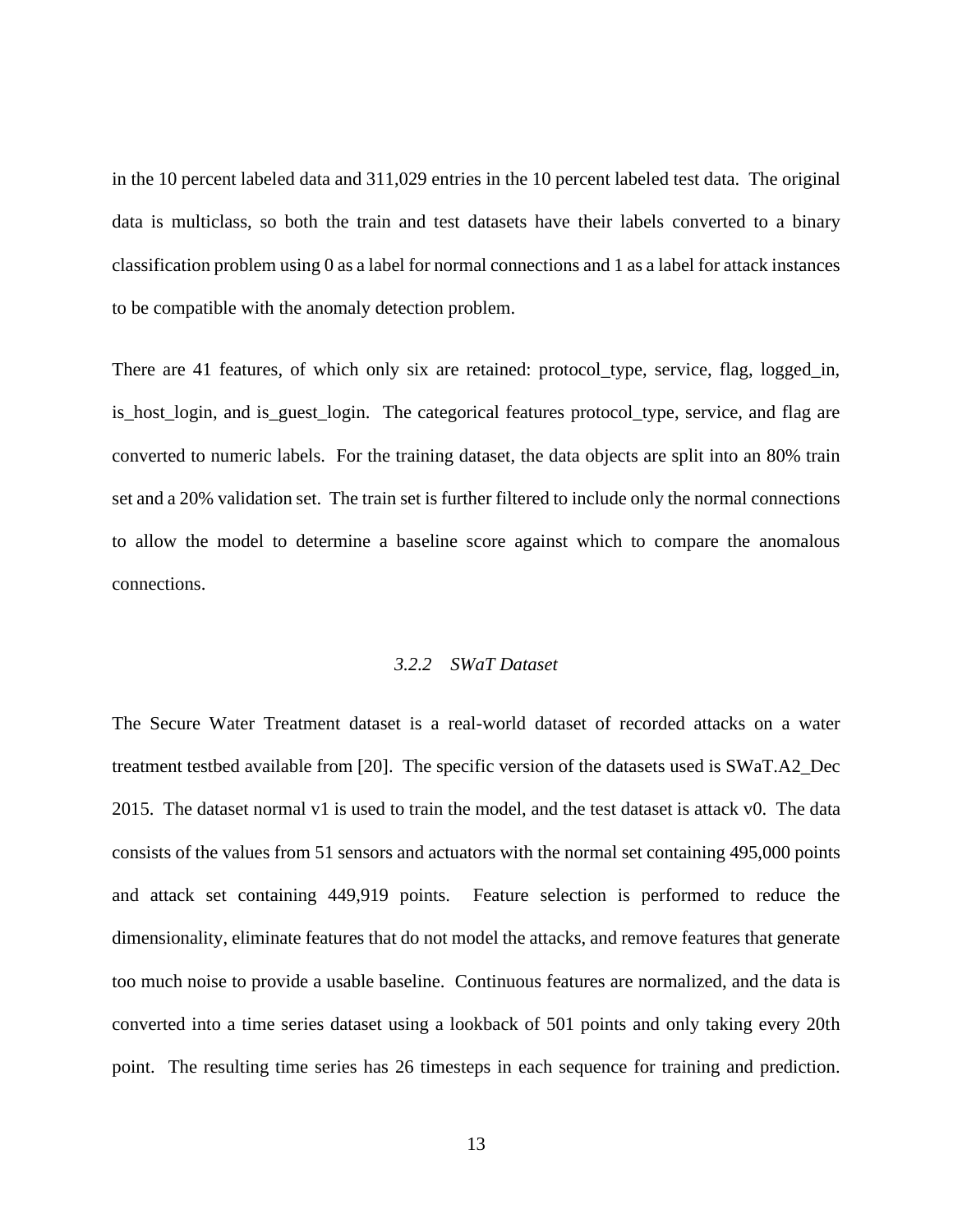in the 10 percent labeled data and 311,029 entries in the 10 percent labeled test data. The original data is multiclass, so both the train and test datasets have their labels converted to a binary classification problem using 0 as a label for normal connections and 1 as a label for attack instances to be compatible with the anomaly detection problem.

There are 41 features, of which only six are retained: protocol_type, service, flag, logged_in, is_host_login, and is_guest_login. The categorical features protocol_type, service, and flag are converted to numeric labels. For the training dataset, the data objects are split into an 80% train set and a 20% validation set. The train set is further filtered to include only the normal connections to allow the model to determine a baseline score against which to compare the anomalous connections.

### *3.2.2 SWaT Dataset*

The Secure Water Treatment dataset is a real-world dataset of recorded attacks on a water treatment testbed available from [20]. The specific version of the datasets used is SWaT.A2_Dec 2015. The dataset normal v1 is used to train the model, and the test dataset is attack v0. The data consists of the values from 51 sensors and actuators with the normal set containing 495,000 points and attack set containing 449,919 points. Feature selection is performed to reduce the dimensionality, eliminate features that do not model the attacks, and remove features that generate too much noise to provide a usable baseline. Continuous features are normalized, and the data is converted into a time series dataset using a lookback of 501 points and only taking every 20th point. The resulting time series has 26 timesteps in each sequence for training and prediction.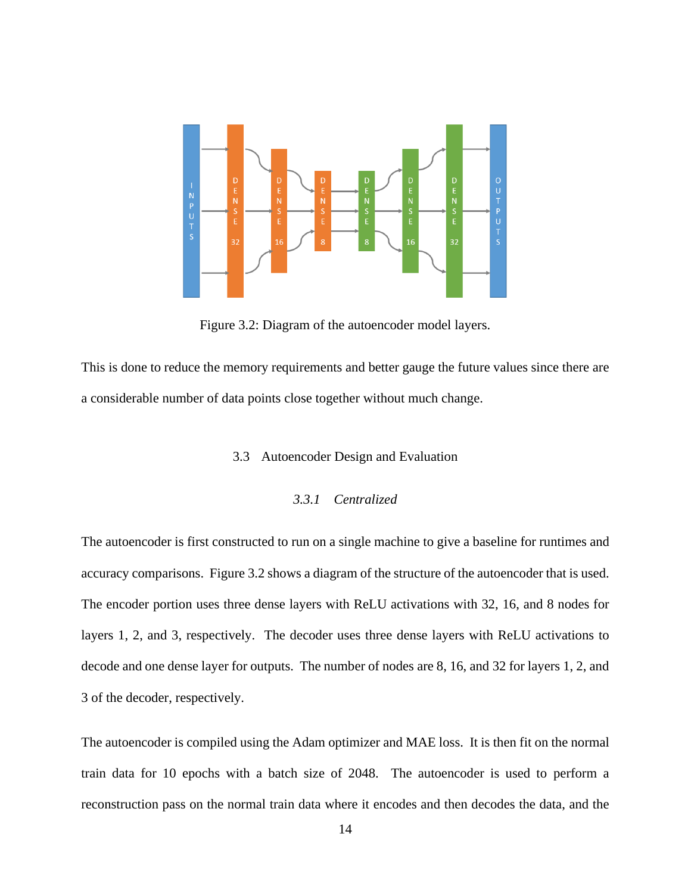Figure 3.2: Diagram of the autoencoder model layers.

This is done to reduce the memory requirements and better gauge the future values since there are a considerable number of data points close together without much change.

## 3.3 Autoencoder Design and Evaluation

### *3.3.1 Centralized*

The autoencoder is first constructed to run on a single machine to give a baseline for runtimes and accuracy comparisons. Figure 3.2 shows a diagram of the structure of the autoencoder that is used. The encoder portion uses three dense layers with ReLU activations with 32, 16, and 8 nodes for layers 1, 2, and 3, respectively. The decoder uses three dense layers with ReLU activations to decode and one dense layer for outputs. The number of nodes are 8, 16, and 32 for layers 1, 2, and 3 of the decoder, respectively.

The autoencoder is compiled using the Adam optimizer and MAE loss. It is then fit on the normal train data for 10 epochs with a batch size of 2048. The autoencoder is used to perform a reconstruction pass on the normal train data where it encodes and then decodes the data, and the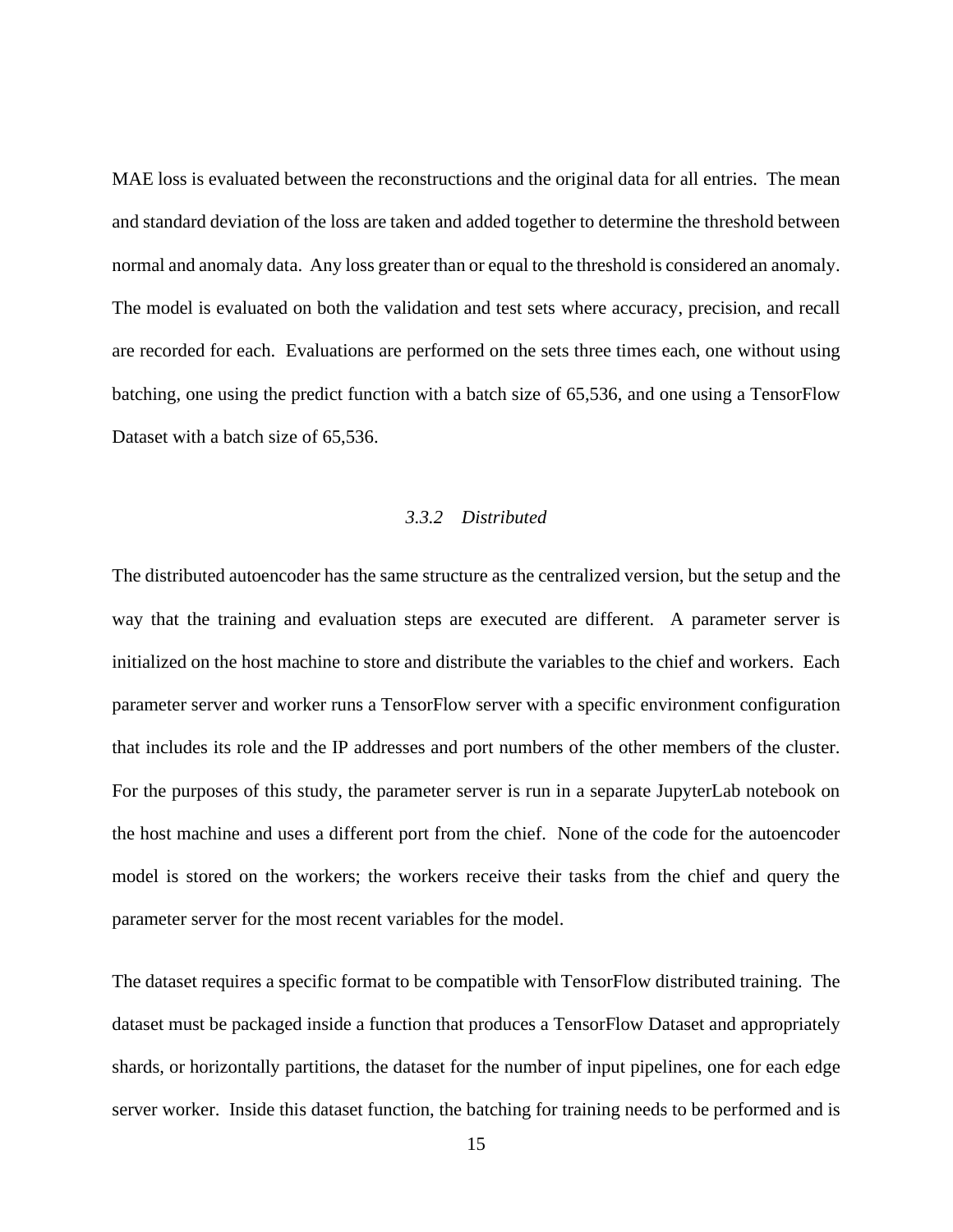MAE loss is evaluated between the reconstructions and the original data for all entries. The mean and standard deviation of the loss are taken and added together to determine the threshold between normal and anomaly data. Any loss greater than or equal to the threshold is considered an anomaly. The model is evaluated on both the validation and test sets where accuracy, precision, and recall are recorded for each. Evaluations are performed on the sets three times each, one without using batching, one using the predict function with a batch size of 65,536, and one using a TensorFlow Dataset with a batch size of 65,536.

### *3.3.2 Distributed*

The distributed autoencoder has the same structure as the centralized version, but the setup and the way that the training and evaluation steps are executed are different. A parameter server is initialized on the host machine to store and distribute the variables to the chief and workers. Each parameter server and worker runs a TensorFlow server with a specific environment configuration that includes its role and the IP addresses and port numbers of the other members of the cluster. For the purposes of this study, the parameter server is run in a separate JupyterLab notebook on the host machine and uses a different port from the chief. None of the code for the autoencoder model is stored on the workers; the workers receive their tasks from the chief and query the parameter server for the most recent variables for the model.

The dataset requires a specific format to be compatible with TensorFlow distributed training. The dataset must be packaged inside a function that produces a TensorFlow Dataset and appropriately shards, or horizontally partitions, the dataset for the number of input pipelines, one for each edge server worker. Inside this dataset function, the batching for training needs to be performed and is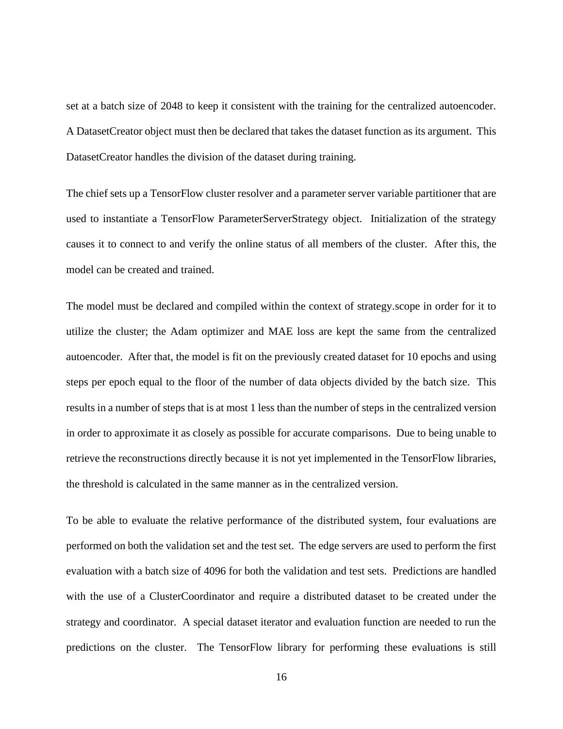set at a batch size of 2048 to keep it consistent with the training for the centralized autoencoder. A DatasetCreator object must then be declared that takes the dataset function as its argument. This DatasetCreator handles the division of the dataset during training.

The chief sets up a TensorFlow cluster resolver and a parameter server variable partitioner that are used to instantiate a TensorFlow ParameterServerStrategy object. Initialization of the strategy causes it to connect to and verify the online status of all members of the cluster. After this, the model can be created and trained.

The model must be declared and compiled within the context of strategy.scope in order for it to utilize the cluster; the Adam optimizer and MAE loss are kept the same from the centralized autoencoder. After that, the model is fit on the previously created dataset for 10 epochs and using steps per epoch equal to the floor of the number of data objects divided by the batch size. This results in a number of steps that is at most 1 less than the number of steps in the centralized version in order to approximate it as closely as possible for accurate comparisons. Due to being unable to retrieve the reconstructions directly because it is not yet implemented in the TensorFlow libraries, the threshold is calculated in the same manner as in the centralized version.

To be able to evaluate the relative performance of the distributed system, four evaluations are performed on both the validation set and the test set. The edge servers are used to perform the first evaluation with a batch size of 4096 for both the validation and test sets. Predictions are handled with the use of a ClusterCoordinator and require a distributed dataset to be created under the strategy and coordinator. A special dataset iterator and evaluation function are needed to run the predictions on the cluster. The TensorFlow library for performing these evaluations is still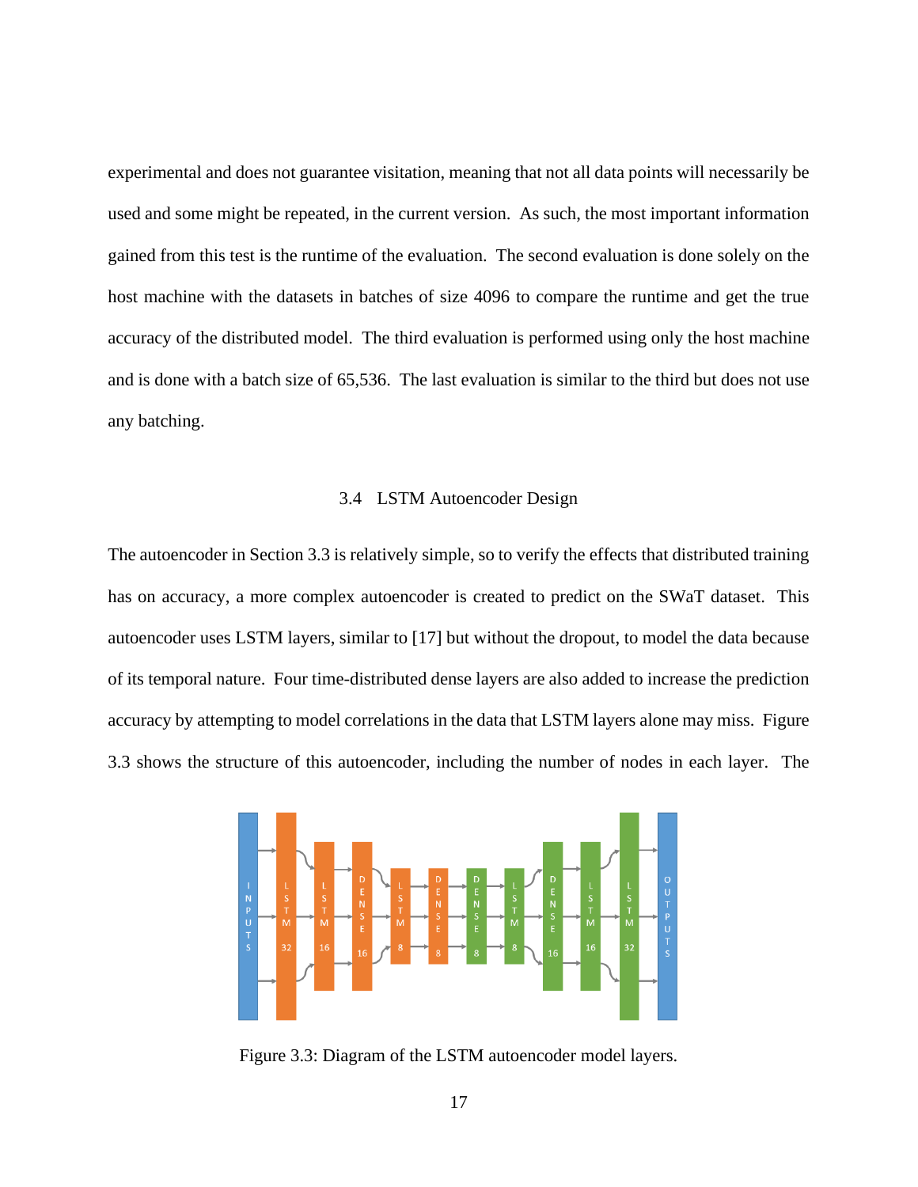experimental and does not guarantee visitation, meaning that not all data points will necessarily be used and some might be repeated, in the current version. As such, the most important information gained from this test is the runtime of the evaluation. The second evaluation is done solely on the host machine with the datasets in batches of size 4096 to compare the runtime and get the true accuracy of the distributed model. The third evaluation is performed using only the host machine and is done with a batch size of 65,536. The last evaluation is similar to the third but does not use any batching.

### 3.4 LSTM Autoencoder Design

The autoencoder in Section 3.3 is relatively simple, so to verify the effects that distributed training has on accuracy, a more complex autoencoder is created to predict on the SWaT dataset. This autoencoder uses LSTM layers, similar to [17] but without the dropout, to model the data because of its temporal nature. Four time-distributed dense layers are also added to increase the prediction accuracy by attempting to model correlations in the data that LSTM layers alone may miss. Figure 3.3 shows the structure of this autoencoder, including the number of nodes in each layer. The

Figure 3.3: Diagram of the LSTM autoencoder model layers.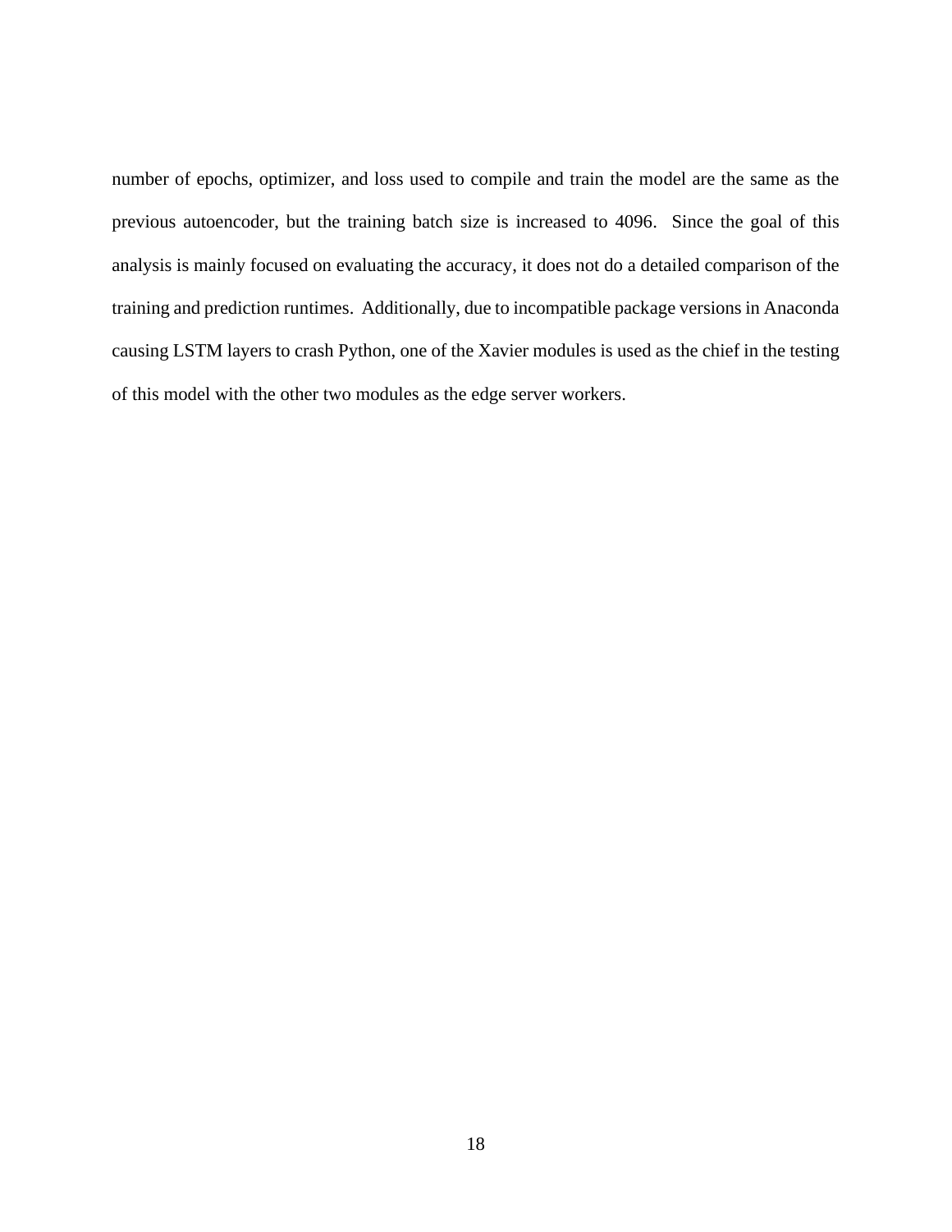number of epochs, optimizer, and loss used to compile and train the model are the same as the previous autoencoder, but the training batch size is increased to 4096. Since the goal of this analysis is mainly focused on evaluating the accuracy, it does not do a detailed comparison of the training and prediction runtimes. Additionally, due to incompatible package versions in Anaconda causing LSTM layers to crash Python, one of the Xavier modules is used as the chief in the testing of this model with the other two modules as the edge server workers.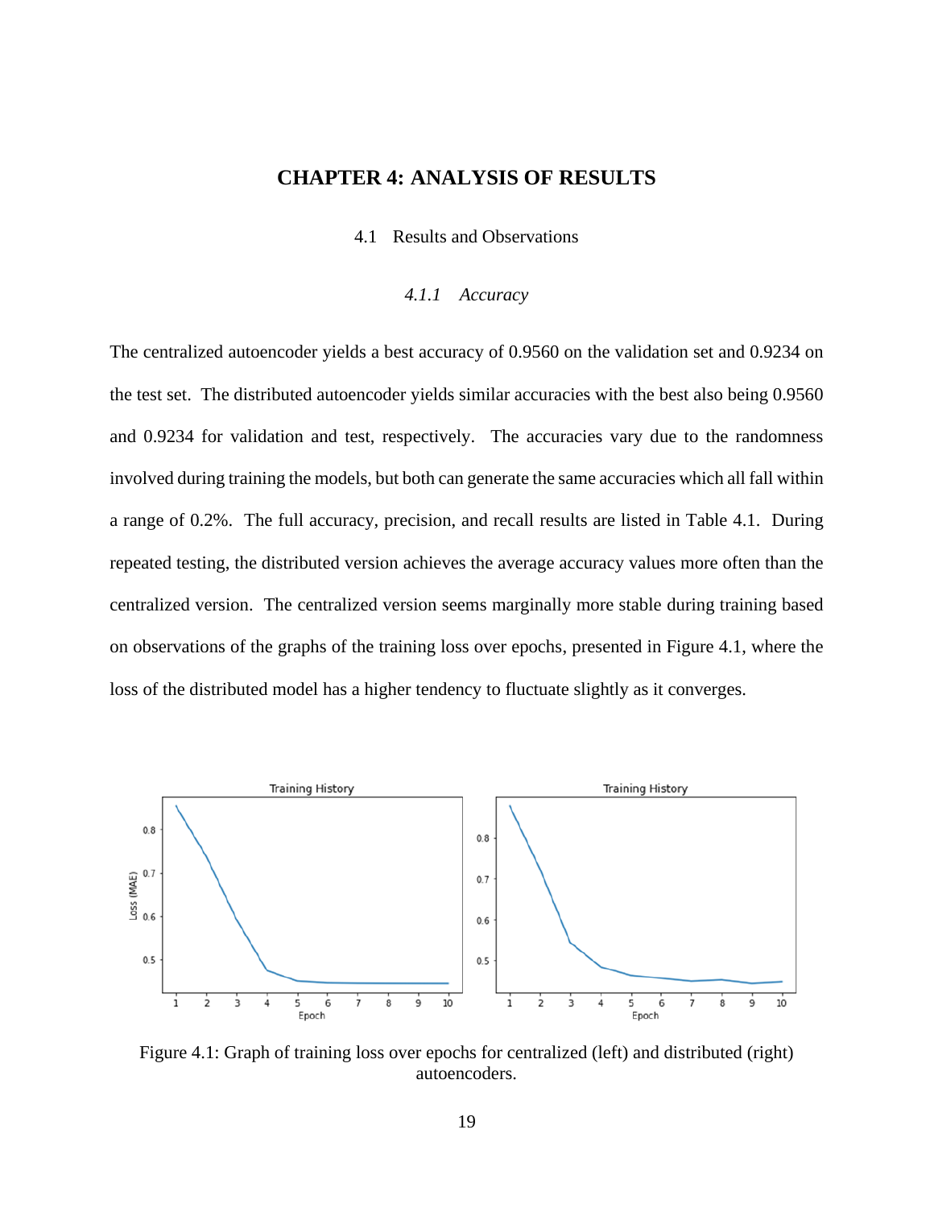# CHAPTER 4: ANALYSIS OF RESULTS

## 4.1 Results and Observations

### *4.1.1 Accuracy*

The centralized autoencoder yields a best accuracy of 0.9560 on the validation set and 0.9234 on the test set. The distributed autoencoder yields similar accuracies with the best also being 0.9560 and 0.9234 for validation and test, respectively. The accuracies vary due to the randomness involved during training the models, but both can generate the same accuracies which all fall within a range of 0.2%. The full accuracy, precision, and recall results are listed in Table 4.1. During repeated testing, the distributed version achieves the average accuracy values more often than the centralized version. The centralized version seems marginally more stable during training based on observations of the graphs of the training loss over epochs, presented in Figure 4.1, where the loss of the distributed model has a higher tendency to fluctuate slightly as it converges.

Figure 4.1: Graph of training loss over epochs for centralized (left) and distributed (right) autoencoders.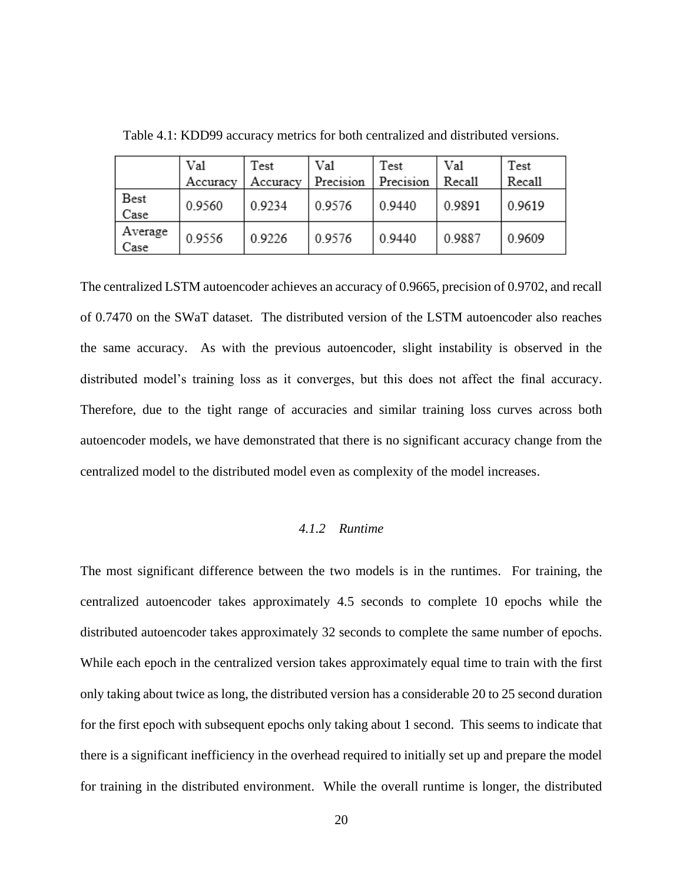Table 4.1: KDD99 accuracy metrics for both centralized and distributed versions.

| | Val Accuracy | Test Accuracy | Val Precision | Test Precision | Val Recall | Test Recall |
|---|---|---|---|---|---|---|
| Best Case | 0.9560 | 0.9234 | 0.9576 | 0.9440 | 0.9891 | 0.9619 |
| Average Case | 0.9556 | 0.9226 | 0.9576 | 0.9440 | 0.9887 | 0.9609 |

The centralized LSTM autoencoder achieves an accuracy of 0.9665, precision of 0.9702, and recall of 0.7470 on the SWaT dataset. The distributed version of the LSTM autoencoder also reaches the same accuracy. As with the previous autoencoder, slight instability is observed in the distributed model's training loss as it converges, but this does not affect the final accuracy. Therefore, due to the tight range of accuracies and similar training loss curves across both autoencoder models, we have demonstrated that there is no significant accuracy change from the centralized model to the distributed model even as complexity of the model increases.

### *4.1.2 Runtime*

The most significant difference between the two models is in the runtimes. For training, the centralized autoencoder takes approximately 4.5 seconds to complete 10 epochs while the distributed autoencoder takes approximately 32 seconds to complete the same number of epochs. While each epoch in the centralized version takes approximately equal time to train with the first only taking about twice as long, the distributed version has a considerable 20 to 25 second duration for the first epoch with subsequent epochs only taking about 1 second. This seems to indicate that there is a significant inefficiency in the overhead required to initially set up and prepare the model for training in the distributed environment. While the overall runtime is longer, the distributed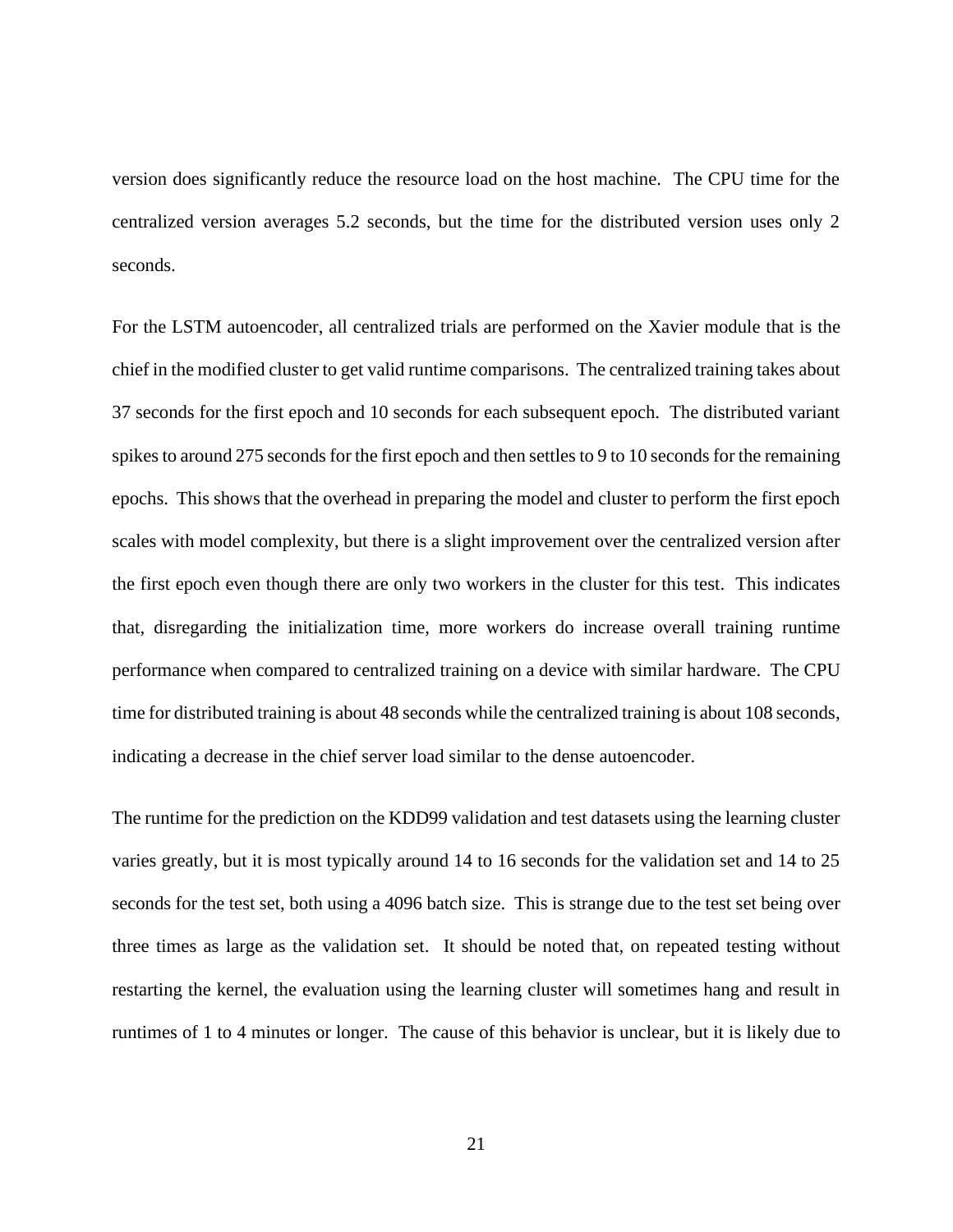version does significantly reduce the resource load on the host machine. The CPU time for the centralized version averages 5.2 seconds, but the time for the distributed version uses only 2 seconds.

For the LSTM autoencoder, all centralized trials are performed on the Xavier module that is the chief in the modified cluster to get valid runtime comparisons. The centralized training takes about 37 seconds for the first epoch and 10 seconds for each subsequent epoch. The distributed variant spikes to around 275 seconds for the first epoch and then settles to 9 to 10 seconds for the remaining epochs. This shows that the overhead in preparing the model and cluster to perform the first epoch scales with model complexity, but there is a slight improvement over the centralized version after the first epoch even though there are only two workers in the cluster for this test. This indicates that, disregarding the initialization time, more workers do increase overall training runtime performance when compared to centralized training on a device with similar hardware. The CPU time for distributed training is about 48 seconds while the centralized training is about 108 seconds, indicating a decrease in the chief server load similar to the dense autoencoder.

The runtime for the prediction on the KDD99 validation and test datasets using the learning cluster varies greatly, but it is most typically around 14 to 16 seconds for the validation set and 14 to 25 seconds for the test set, both using a 4096 batch size. This is strange due to the test set being over three times as large as the validation set. It should be noted that, on repeated testing without restarting the kernel, the evaluation using the learning cluster will sometimes hang and result in runtimes of 1 to 4 minutes or longer. The cause of this behavior is unclear, but it is likely due to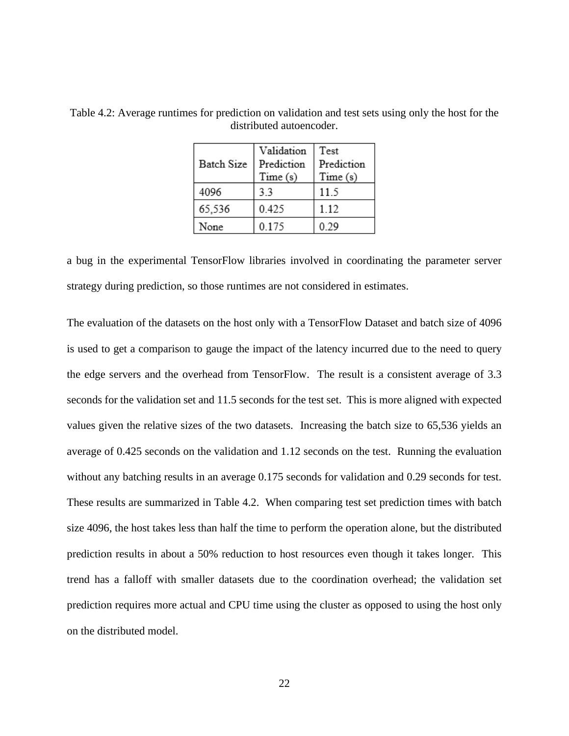Table 4.2: Average runtimes for prediction on validation and test sets using only the host for the distributed autoencoder.

| Batch Size | Validation Prediction Time (s) | Test Prediction Time (s) |
|---|---|---|
| 4096 | 3.3 | 11.5 |
| 65,536 | 0.425 | 1.12 |
| None | 0.175 | 0.29 |

a bug in the experimental TensorFlow libraries involved in coordinating the parameter server strategy during prediction, so those runtimes are not considered in estimates.

The evaluation of the datasets on the host only with a TensorFlow Dataset and batch size of 4096 is used to get a comparison to gauge the impact of the latency incurred due to the need to query the edge servers and the overhead from TensorFlow. The result is a consistent average of 3.3 seconds for the validation set and 11.5 seconds for the test set. This is more aligned with expected values given the relative sizes of the two datasets. Increasing the batch size to 65,536 yields an average of 0.425 seconds on the validation and 1.12 seconds on the test. Running the evaluation without any batching results in an average 0.175 seconds for validation and 0.29 seconds for test. These results are summarized in Table 4.2. When comparing test set prediction times with batch size 4096, the host takes less than half the time to perform the operation alone, but the distributed prediction results in about a 50% reduction to host resources even though it takes longer. This trend has a falloff with smaller datasets due to the coordination overhead; the validation set prediction requires more actual and CPU time using the cluster as opposed to using the host only on the distributed model.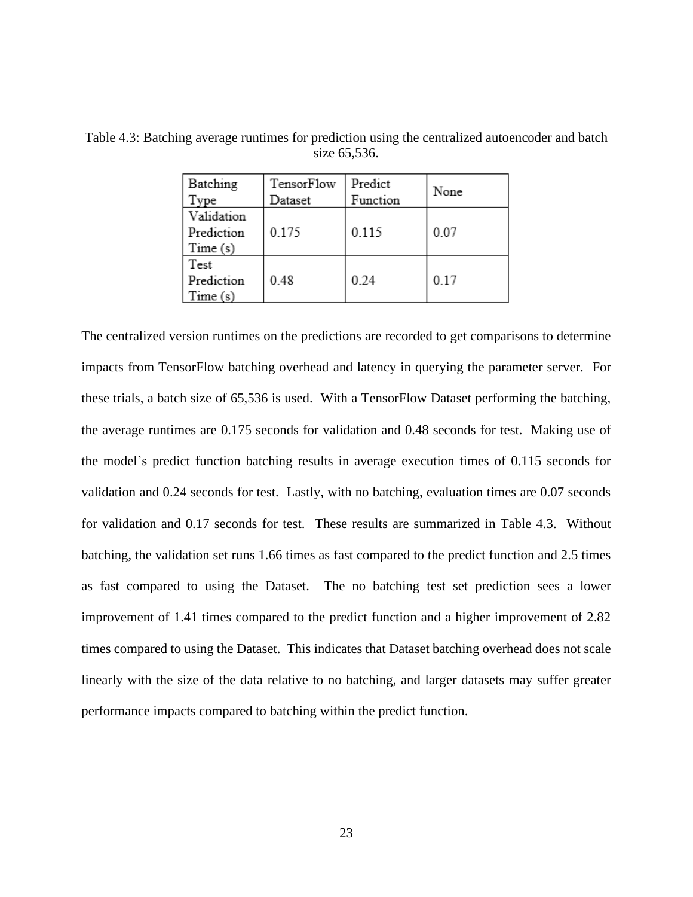Table 4.3: Batching average runtimes for prediction using the centralized autoencoder and batch size 65,536.

| Batching Type | TensorFlow Dataset | Predict Function | None |
| --- | --- | --- | --- |
| Validation Prediction Time (s) | 0.175 | 0.115 | 0.07 |
| Test Prediction Time (s) | 0.48 | 0.24 | 0.17 |

The centralized version runtimes on the predictions are recorded to get comparisons to determine impacts from TensorFlow batching overhead and latency in querying the parameter server. For these trials, a batch size of 65,536 is used. With a TensorFlow Dataset performing the batching, the average runtimes are 0.175 seconds for validation and 0.48 seconds for test. Making use of the model's predict function batching results in average execution times of 0.115 seconds for validation and 0.24 seconds for test. Lastly, with no batching, evaluation times are 0.07 seconds for validation and 0.17 seconds for test. These results are summarized in Table 4.3. Without batching, the validation set runs 1.66 times as fast compared to the predict function and 2.5 times as fast compared to using the Dataset. The no batching test set prediction sees a lower improvement of 1.41 times compared to the predict function and a higher improvement of 2.82 times compared to using the Dataset. This indicates that Dataset batching overhead does not scale linearly with the size of the data relative to no batching, and larger datasets may suffer greater performance impacts compared to batching within the predict function.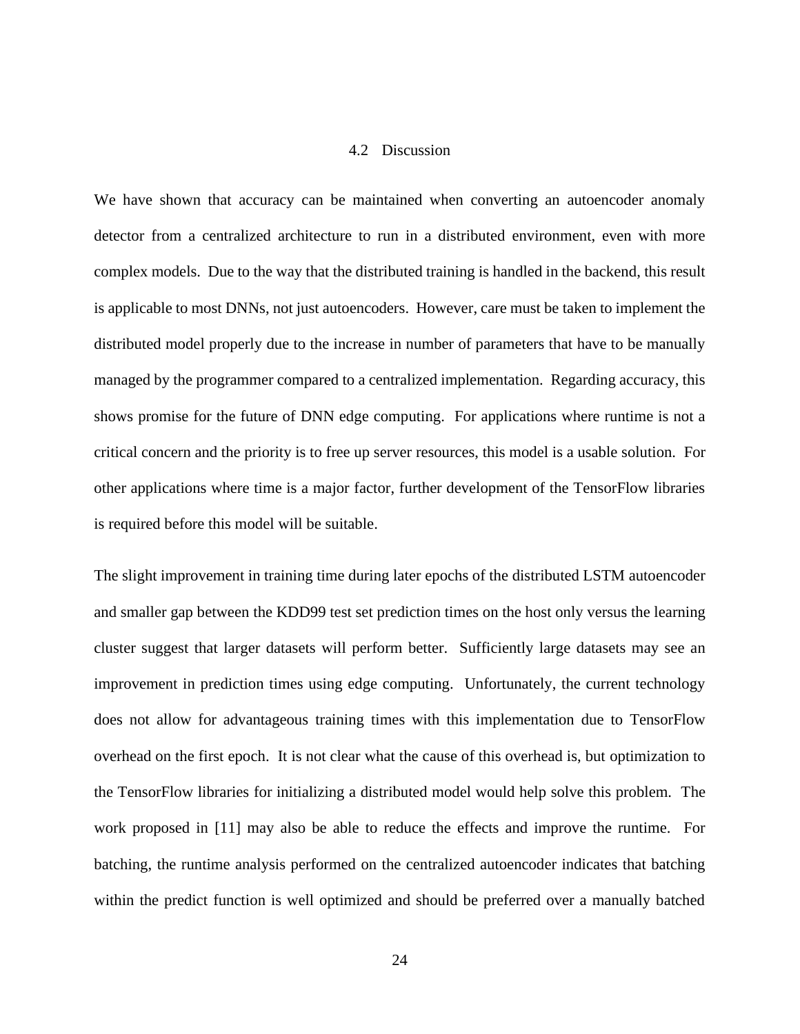### 4.2 Discussion

We have shown that accuracy can be maintained when converting an autoencoder anomaly detector from a centralized architecture to run in a distributed environment, even with more complex models. Due to the way that the distributed training is handled in the backend, this result is applicable to most DNNs, not just autoencoders. However, care must be taken to implement the distributed model properly due to the increase in number of parameters that have to be manually managed by the programmer compared to a centralized implementation. Regarding accuracy, this shows promise for the future of DNN edge computing. For applications where runtime is not a critical concern and the priority is to free up server resources, this model is a usable solution. For other applications where time is a major factor, further development of the TensorFlow libraries is required before this model will be suitable.

The slight improvement in training time during later epochs of the distributed LSTM autoencoder and smaller gap between the KDD99 test set prediction times on the host only versus the learning cluster suggest that larger datasets will perform better. Sufficiently large datasets may see an improvement in prediction times using edge computing. Unfortunately, the current technology does not allow for advantageous training times with this implementation due to TensorFlow overhead on the first epoch. It is not clear what the cause of this overhead is, but optimization to the TensorFlow libraries for initializing a distributed model would help solve this problem. The work proposed in [11] may also be able to reduce the effects and improve the runtime. For batching, the runtime analysis performed on the centralized autoencoder indicates that batching within the predict function is well optimized and should be preferred over a manually batched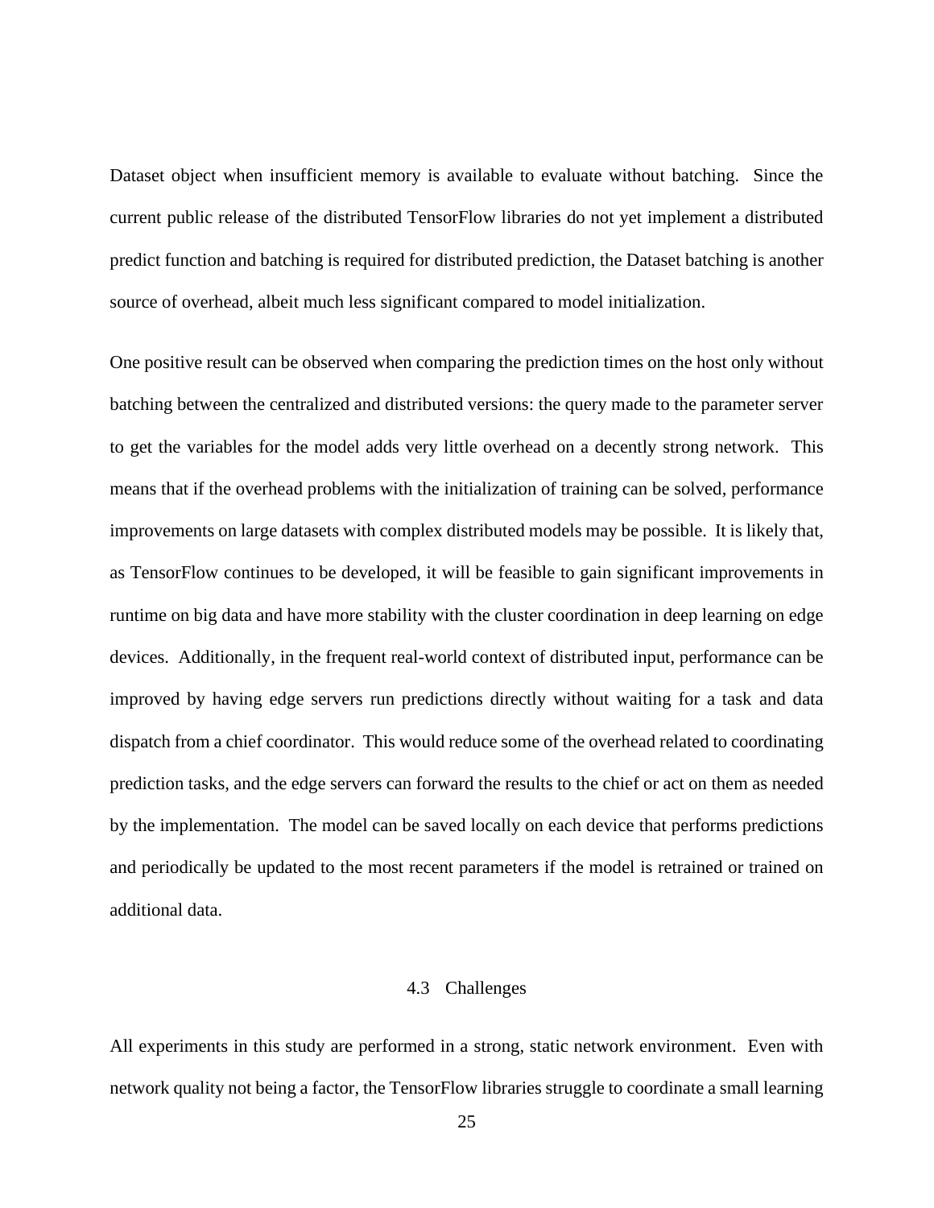Dataset object when insufficient memory is available to evaluate without batching. Since the current public release of the distributed TensorFlow libraries do not yet implement a distributed predict function and batching is required for distributed prediction, the Dataset batching is another source of overhead, albeit much less significant compared to model initialization.

One positive result can be observed when comparing the prediction times on the host only without batching between the centralized and distributed versions: the query made to the parameter server to get the variables for the model adds very little overhead on a decently strong network. This means that if the overhead problems with the initialization of training can be solved, performance improvements on large datasets with complex distributed models may be possible. It is likely that, as TensorFlow continues to be developed, it will be feasible to gain significant improvements in runtime on big data and have more stability with the cluster coordination in deep learning on edge devices. Additionally, in the frequent real-world context of distributed input, performance can be improved by having edge servers run predictions directly without waiting for a task and data dispatch from a chief coordinator. This would reduce some of the overhead related to coordinating prediction tasks, and the edge servers can forward the results to the chief or act on them as needed by the implementation. The model can be saved locally on each device that performs predictions and periodically be updated to the most recent parameters if the model is retrained or trained on additional data.

### 4.3 Challenges

All experiments in this study are performed in a strong, static network environment. Even with network quality not being a factor, the TensorFlow libraries struggle to coordinate a small learning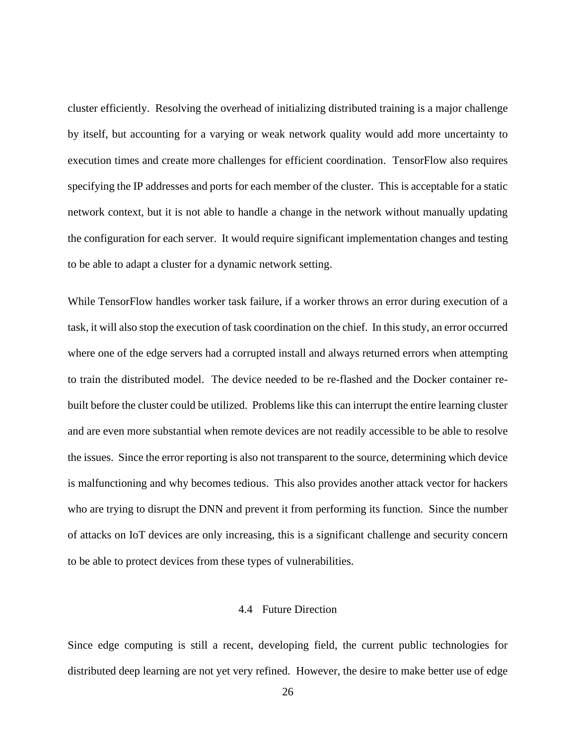cluster efficiently. Resolving the overhead of initializing distributed training is a major challenge by itself, but accounting for a varying or weak network quality would add more uncertainty to execution times and create more challenges for efficient coordination. TensorFlow also requires specifying the IP addresses and ports for each member of the cluster. This is acceptable for a static network context, but it is not able to handle a change in the network without manually updating the configuration for each server. It would require significant implementation changes and testing to be able to adapt a cluster for a dynamic network setting.

While TensorFlow handles worker task failure, if a worker throws an error during execution of a task, it will also stop the execution of task coordination on the chief. In this study, an error occurred where one of the edge servers had a corrupted install and always returned errors when attempting to train the distributed model. The device needed to be re-flashed and the Docker container re-built before the cluster could be utilized. Problems like this can interrupt the entire learning cluster and are even more substantial when remote devices are not readily accessible to be able to resolve the issues. Since the error reporting is also not transparent to the source, determining which device is malfunctioning and why becomes tedious. This also provides another attack vector for hackers who are trying to disrupt the DNN and prevent it from performing its function. Since the number of attacks on IoT devices are only increasing, this is a significant challenge and security concern to be able to protect devices from these types of vulnerabilities.

## 4.4 Future Direction

Since edge computing is still a recent, developing field, the current public technologies for distributed deep learning are not yet very refined. However, the desire to make better use of edge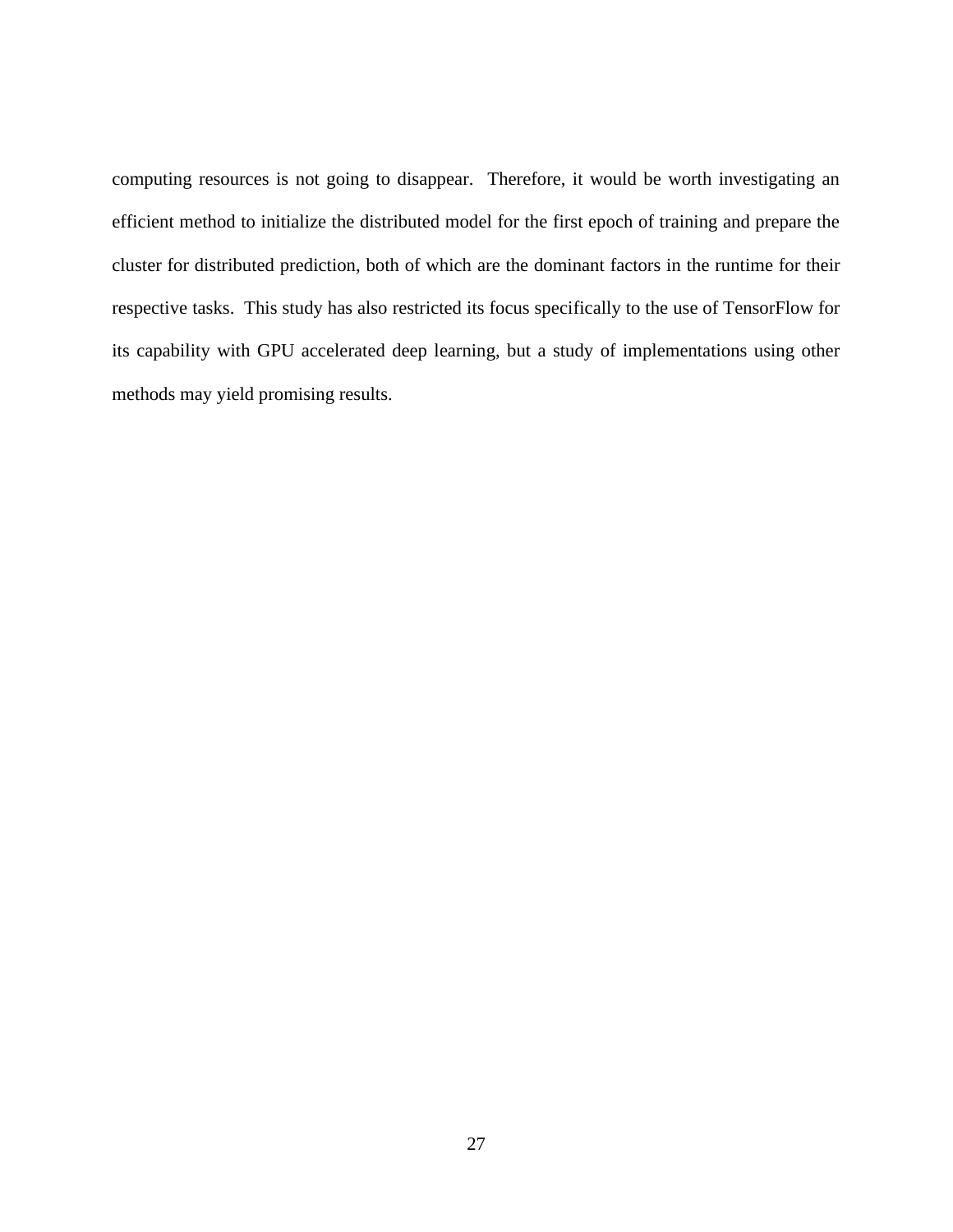computing resources is not going to disappear. Therefore, it would be worth investigating an efficient method to initialize the distributed model for the first epoch of training and prepare the cluster for distributed prediction, both of which are the dominant factors in the runtime for their respective tasks. This study has also restricted its focus specifically to the use of TensorFlow for its capability with GPU accelerated deep learning, but a study of implementations using other methods may yield promising results.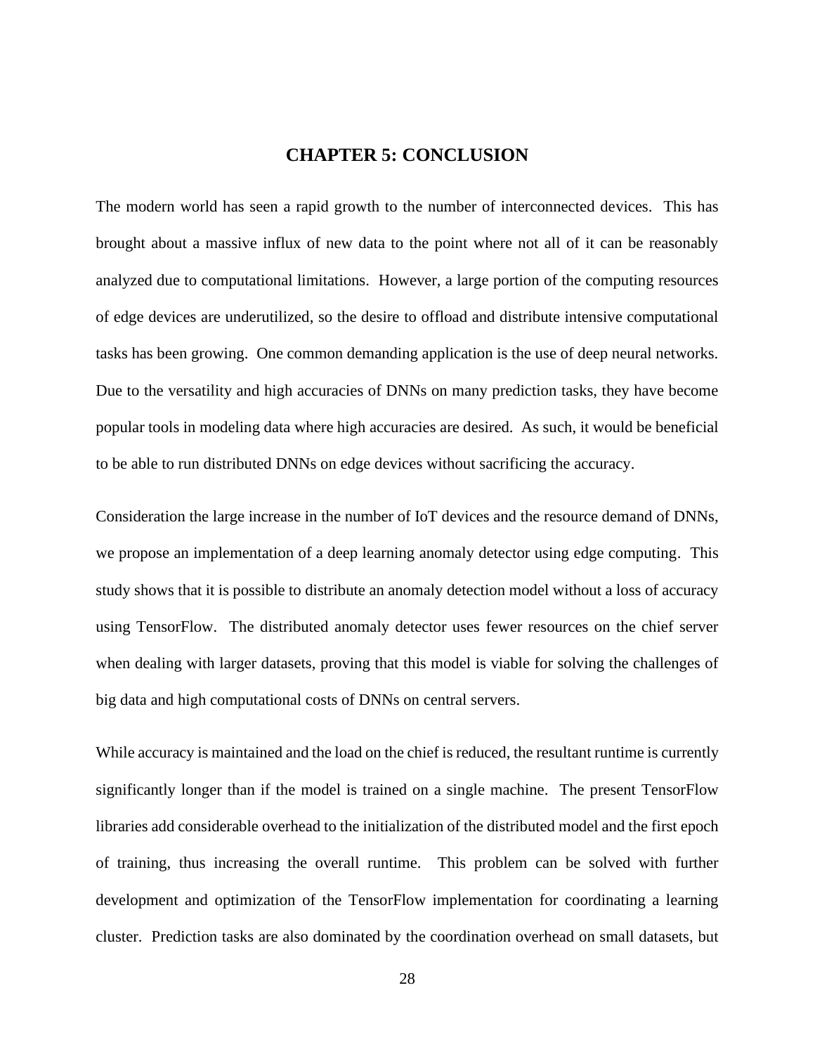# CHAPTER 5: CONCLUSION

The modern world has seen a rapid growth to the number of interconnected devices. This has brought about a massive influx of new data to the point where not all of it can be reasonably analyzed due to computational limitations. However, a large portion of the computing resources of edge devices are underutilized, so the desire to offload and distribute intensive computational tasks has been growing. One common demanding application is the use of deep neural networks. Due to the versatility and high accuracies of DNNs on many prediction tasks, they have become popular tools in modeling data where high accuracies are desired. As such, it would be beneficial to be able to run distributed DNNs on edge devices without sacrificing the accuracy.

Consideration the large increase in the number of IoT devices and the resource demand of DNNs, we propose an implementation of a deep learning anomaly detector using edge computing. This study shows that it is possible to distribute an anomaly detection model without a loss of accuracy using TensorFlow. The distributed anomaly detector uses fewer resources on the chief server when dealing with larger datasets, proving that this model is viable for solving the challenges of big data and high computational costs of DNNs on central servers.

While accuracy is maintained and the load on the chief is reduced, the resultant runtime is currently significantly longer than if the model is trained on a single machine. The present TensorFlow libraries add considerable overhead to the initialization of the distributed model and the first epoch of training, thus increasing the overall runtime. This problem can be solved with further development and optimization of the TensorFlow implementation for coordinating a learning cluster. Prediction tasks are also dominated by the coordination overhead on small datasets, but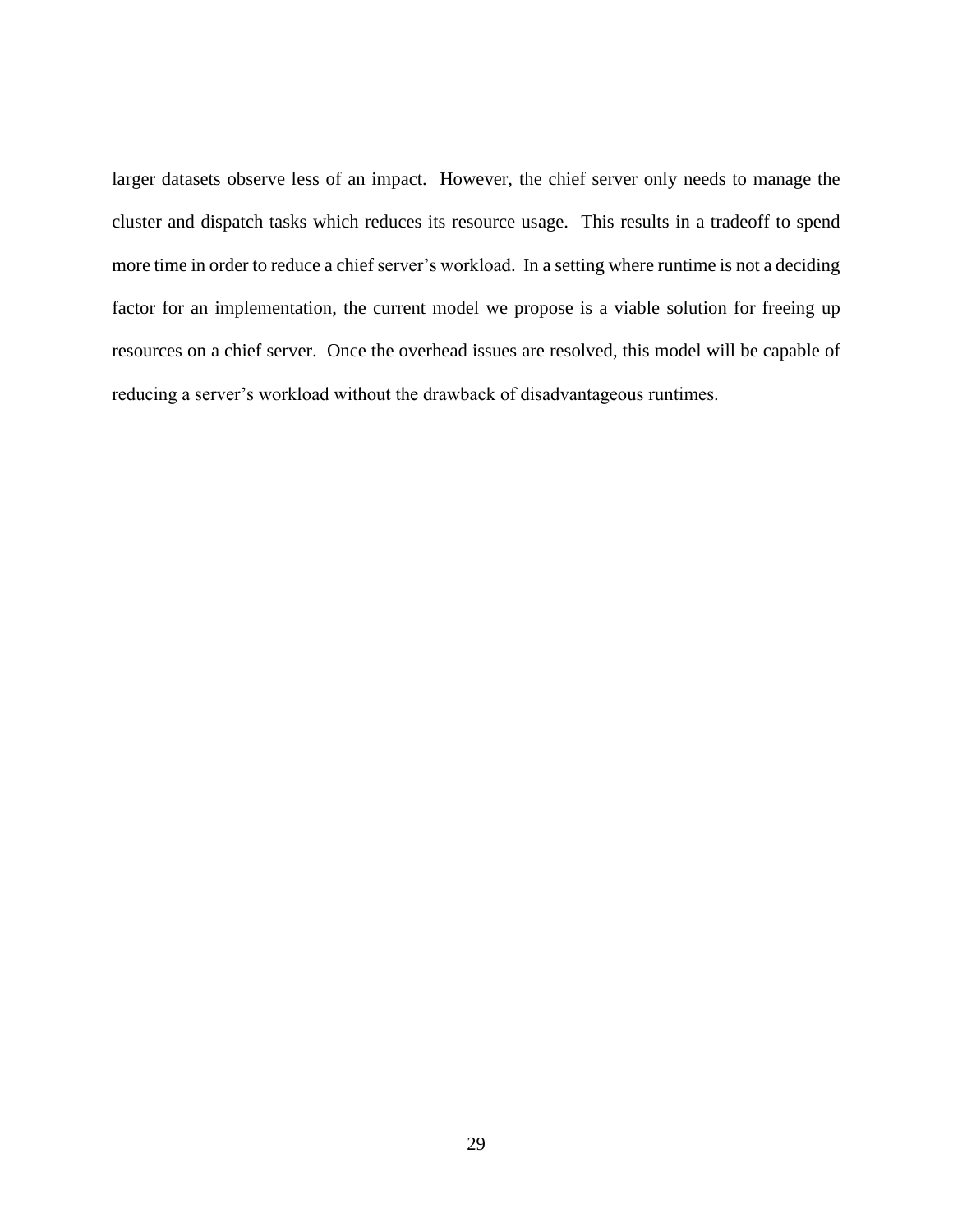larger datasets observe less of an impact. However, the chief server only needs to manage the cluster and dispatch tasks which reduces its resource usage. This results in a tradeoff to spend more time in order to reduce a chief server's workload. In a setting where runtime is not a deciding factor for an implementation, the current model we propose is a viable solution for freeing up resources on a chief server. Once the overhead issues are resolved, this model will be capable of reducing a server's workload without the drawback of disadvantageous runtimes.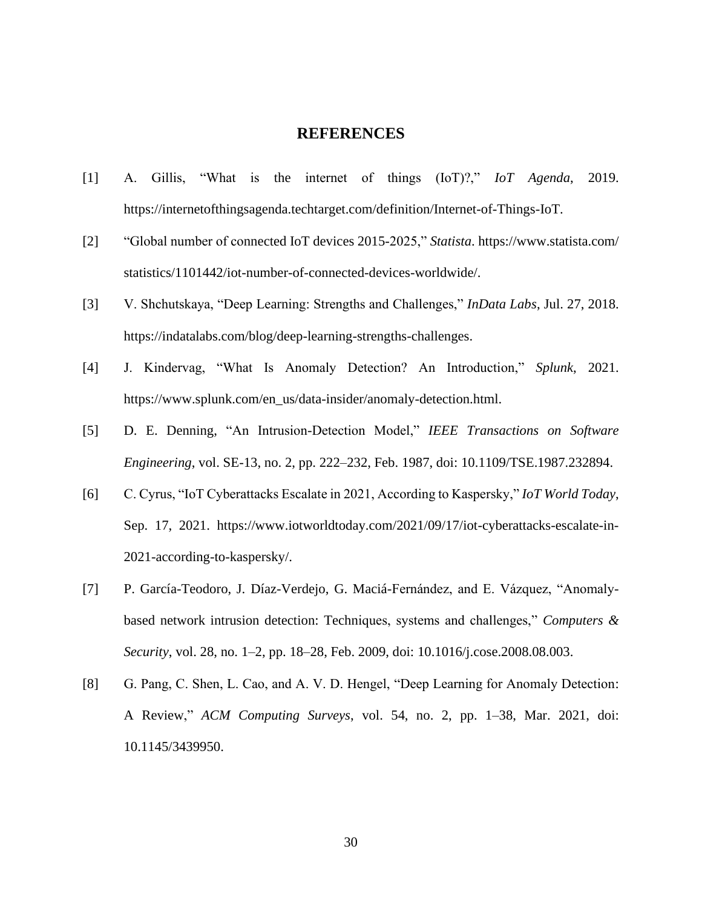# REFERENCES

[1] A. Gillis, "What is the internet of things (IoT)?," *IoT Agenda*, 2019. https://internetofthingsagenda.techtarget.com/definition/Internet-of-Things-IoT.

[2] "Global number of connected IoT devices 2015-2025," *Statista*. https://www.statista.com/statistics/1101442/iot-number-of-connected-devices-worldwide/.

[3] V. Shchutskaya, "Deep Learning: Strengths and Challenges," *InData Labs*, Jul. 27, 2018. https://indatalabs.com/blog/deep-learning-strengths-challenges.

[4] J. Kindervag, "What Is Anomaly Detection? An Introduction," *Splunk*, 2021. https://www.splunk.com/en_us/data-insider/anomaly-detection.html.

[5] D. E. Denning, "An Intrusion-Detection Model," *IEEE Transactions on Software Engineering*, vol. SE-13, no. 2, pp. 222–232, Feb. 1987, doi: 10.1109/TSE.1987.232894.

[6] C. Cyrus, "IoT Cyberattacks Escalate in 2021, According to Kaspersky," *IoT World Today*, Sep. 17, 2021. https://www.iotworldtoday.com/2021/09/17/iot-cyberattacks-escalate-in-2021-according-to-kaspersky/.

[7] P. García-Teodoro, J. Díaz-Verdejo, G. Maciá-Fernández, and E. Vázquez, "Anomaly-based network intrusion detection: Techniques, systems and challenges," *Computers & Security*, vol. 28, no. 1–2, pp. 18–28, Feb. 2009, doi: 10.1016/j.cose.2008.08.003.

[8] G. Pang, C. Shen, L. Cao, and A. V. D. Hengel, "Deep Learning for Anomaly Detection: A Review," *ACM Computing Surveys*, vol. 54, no. 2, pp. 1–38, Mar. 2021, doi: 10.1145/3439950.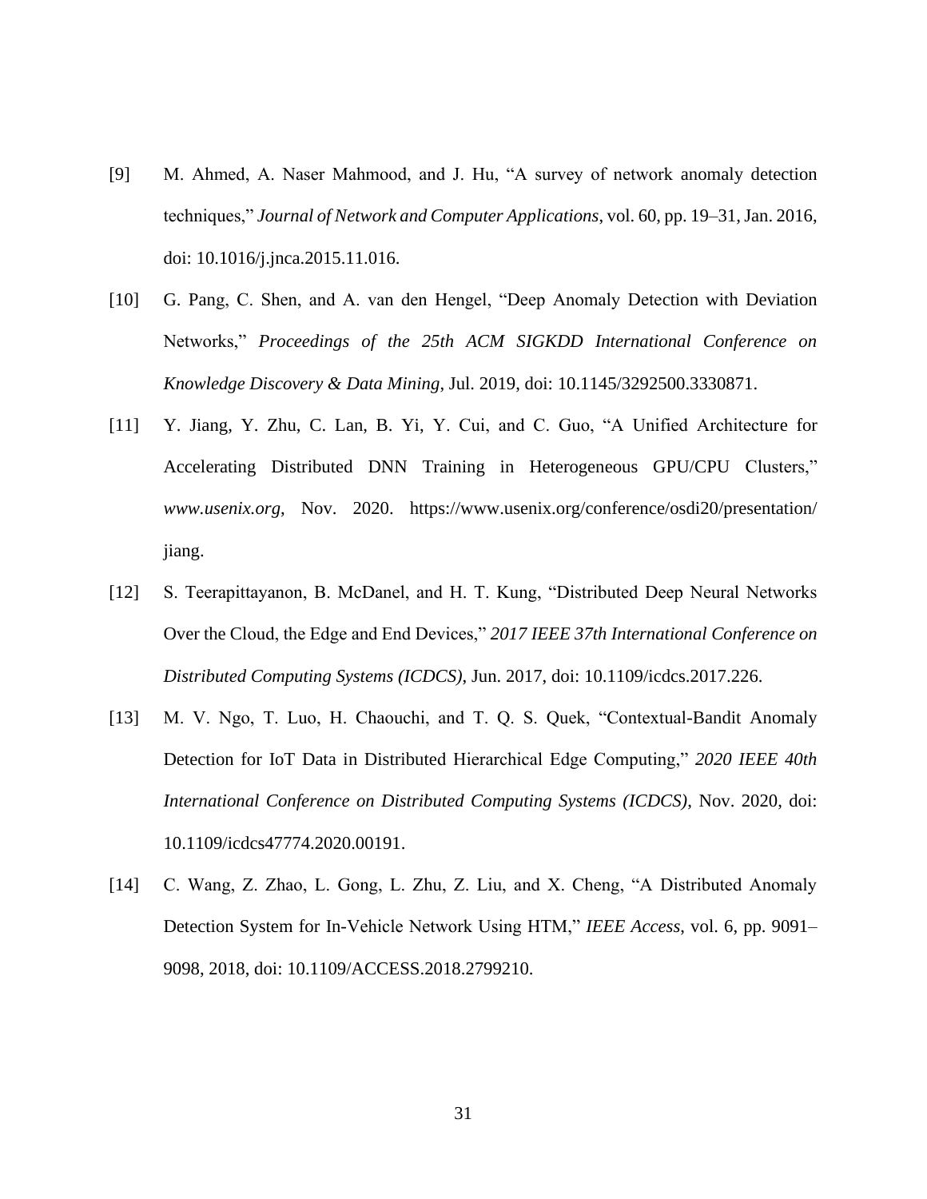[9] M. Ahmed, A. Naser Mahmood, and J. Hu, "A survey of network anomaly detection techniques," *Journal of Network and Computer Applications*, vol. 60, pp. 19–31, Jan. 2016, doi: 10.1016/j.jnca.2015.11.016.

[10] G. Pang, C. Shen, and A. van den Hengel, "Deep Anomaly Detection with Deviation Networks," *Proceedings of the 25th ACM SIGKDD International Conference on Knowledge Discovery & Data Mining*, Jul. 2019, doi: 10.1145/3292500.3330871.

[11] Y. Jiang, Y. Zhu, C. Lan, B. Yi, Y. Cui, and C. Guo, "A Unified Architecture for Accelerating Distributed DNN Training in Heterogeneous GPU/CPU Clusters," *www.usenix.org*, Nov. 2020. https://www.usenix.org/conference/osdi20/presentation/jiang.

[12] S. Teerapittayanon, B. McDanel, and H. T. Kung, "Distributed Deep Neural Networks Over the Cloud, the Edge and End Devices," *2017 IEEE 37th International Conference on Distributed Computing Systems (ICDCS)*, Jun. 2017, doi: 10.1109/icdcs.2017.226.

[13] M. V. Ngo, T. Luo, H. Chaouchi, and T. Q. S. Quek, "Contextual-Bandit Anomaly Detection for IoT Data in Distributed Hierarchical Edge Computing," *2020 IEEE 40th International Conference on Distributed Computing Systems (ICDCS)*, Nov. 2020, doi: 10.1109/icdcs47774.2020.00191.

[14] C. Wang, Z. Zhao, L. Gong, L. Zhu, Z. Liu, and X. Cheng, "A Distributed Anomaly Detection System for In-Vehicle Network Using HTM," *IEEE Access*, vol. 6, pp. 9091–9098, 2018, doi: 10.1109/ACCESS.2018.2799210.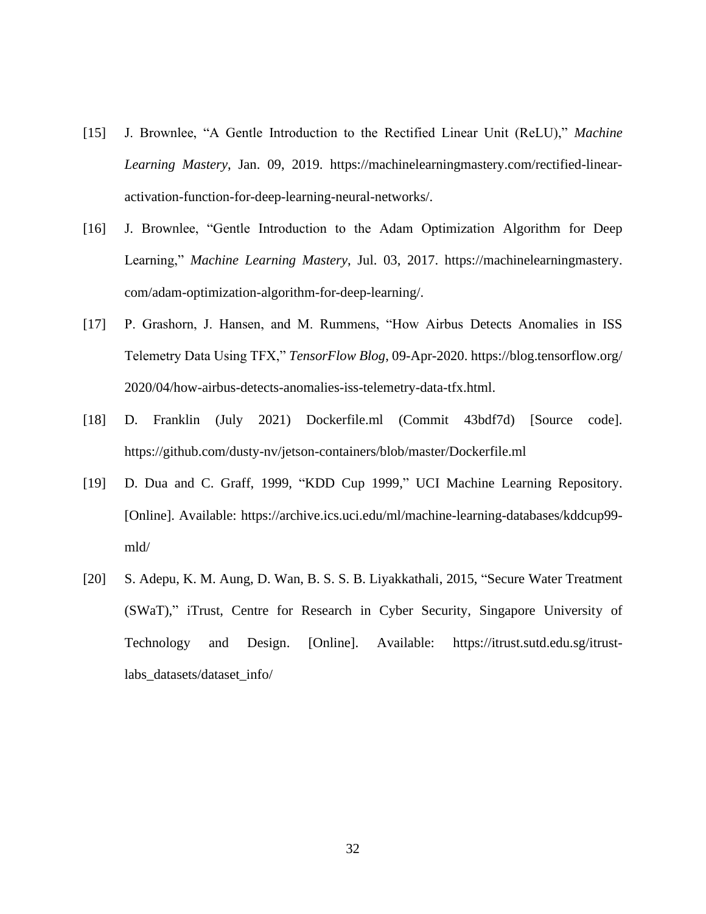[15] J. Brownlee, “A Gentle Introduction to the Rectified Linear Unit (ReLU),” *Machine Learning Mastery*, Jan. 09, 2019. https://machinelearningmastery.com/rectified-linear-activation-function-for-deep-learning-neural-networks/.

[16] J. Brownlee, “Gentle Introduction to the Adam Optimization Algorithm for Deep Learning,” *Machine Learning Mastery*, Jul. 03, 2017. https://machinelearningmastery.com/adam-optimization-algorithm-for-deep-learning/.

[17] P. Grashorn, J. Hansen, and M. Rummens, “How Airbus Detects Anomalies in ISS Telemetry Data Using TFX,” *TensorFlow Blog*, 09-Apr-2020. https://blog.tensorflow.org/2020/04/how-airbus-detects-anomalies-iss-telemetry-data-tfx.html.

[18] D. Franklin (July 2021) Dockerfile.ml (Commit 43bdf7d) [Source code]. https://github.com/dusty-nv/jetson-containers/blob/master/Dockerfile.ml

[19] D. Dua and C. Graff, 1999, “KDD Cup 1999,” UCI Machine Learning Repository. [Online]. Available: https://archive.ics.uci.edu/ml/machine-learning-databases/kddcup99-mld/

[20] S. Adepu, K. M. Aung, D. Wan, B. S. S. B. Liyakkathali, 2015, “Secure Water Treatment (SWaT),” iTrust, Centre for Research in Cyber Security, Singapore University of Technology and Design. [Online]. Available: https://itrust.sutd.edu.sg/itrust-labs_datasets/dataset_info/